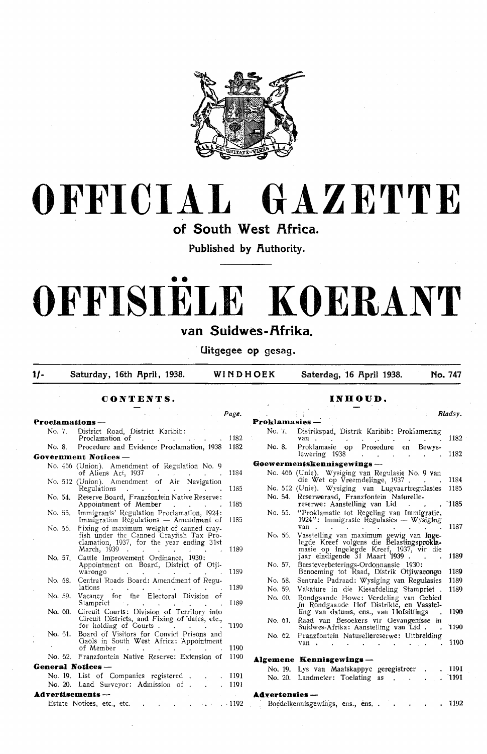# OFFICIAL GAZETTE

## of South West Africa.

Published by Authority.

# OFFISIËLE KOERANT

## van Suidwes-Afrika.

Uitgegee op gesag.

1/- Saturday, 16th April, 1938. WINDHOEK Saterdag, 16 April 1938. No. 747

### CONTENTS.

| | | Page. |
|---|---|---|
| **Proclamations —** | | |
| No. 7. | District Road, District Karibib: Proclamation of | 1182 |
| No. 8. | Procedure and Evidence Proclamation, 1938 | 1182 |
| **Government Notices —** | | |
| No. 466 | (Union). Amendment of Regulation No. 9 of Aliens Act, 1937 | 1184 |
| No. 512 | (Union). Amendment of Air Navigation Regulations | 1185 |
| No. 54. | Reserve Board, Franzfontein Native Reserve: Appointment of Member | 1185 |
| No. 55. | Immigrants' Regulation Proclamation, 1924: Immigration Regulations — Amendment of | 1185 |
| No. 56. | Fixing of maximum weight of canned crayfish under the Canned Crayfish Tax Proclamation, 1937, for the year ending 31st March, 1939 | 1189 |
| No. 57. | Cattle Improvement Ordinance, 1930: Appointment on Board, District of Otjiwarongo | 1189 |
| No. 58. | Central Roads Board: Amendment of Regulations | 1189 |
| No. 59. | Vacancy for the Electoral Division of Stampriet | 1189 |
| No. 60. | Circuit Courts: Division of Territory into Circuit Districts, and Fixing of dates, etc., for holding of Courts | 1190 |
| No. 61. | Board of Visitors for Convict Prisons and Gaols in South West Africa: Appointment of Member | 1190 |
| No. 62. | Franzfontein Native Reserve: Extension of | 1190 |
| **General Notices —** | | |
| No. 19. | List of Companies registered | 1191 |
| No. 20. | Land Surveyor: Admission of | 1191 |
| **Advertisements —** | | |
| | Estate Notices, etc., etc. | 1192 |

### INHOUD.

| | | Bladsy. |
|---|---|---|
| **Proklamasies —** | | |
| No. 7. | Distrikspad, Distrik Karibib: Proklamering van | 1182 |
| No. 8. | Proklamasie op Prosedure en Bewyslewering 1938 | 1182 |
| **Goewermentskennisgewings —** | | |
| No. 466 | (Unie). Wysiging van Regulasie No. 9 van die Wet op Vreemdelinge, 1937 | 1184 |
| No. 512 | (Unie). Wysiging van Lugvaartregulasies | 1185 |
| No. 54. | Reserweraad, Franzfontein Naturellereserwe: Aanstelling van Lid | 1185 |
| No. 55. | "Proklamatie tot Regeling van Immigratie, 1924": Immigrasie Regulasies — Wysiging van | 1187 |
| No. 56. | Vasstelling van maximum gewig van Ingelegde Kreef volgens die Belastingsproklamasie op Ingelegde Kreef, 1937, vir die jaar eindigende 31 Maart 1939 | 1189 |
| No. 57. | Beesteverbeterings-Ordonnansie 1930: Benoeming tot Raad, Distrik Otjiwarongo | 1189 |
| No. 58. | Sentrale Padraad: Wysiging van Regulasies | 1189 |
| No. 59. | Vakature in die Kiesafdeling Stampriet | 1189 |
| No. 60. | Rondgaande Howe: Verdeling van Gebied in Rondgaande Hof Distrikte, en Vasstelling van datums, ens., van Hofsittings | 1190 |
| No. 61. | Raad van Besoekers vir Gevangenisse in Suidwes-Afrika: Aanstelling van Lid | 1190 |
| No. 62. | Franzfontein Naturellereserwe: Uitbreiding van | 1190 |
| **Algemene Kennisgewings —** | | |
| No. 19. | Lys van Maatskappye geregistreer | 1191 |
| No. 20. | Landmeter: Toelating as | 1191 |
| **Advertensies —** | | |
| | Boedelkennisgewings, ens., ens. | 1192 |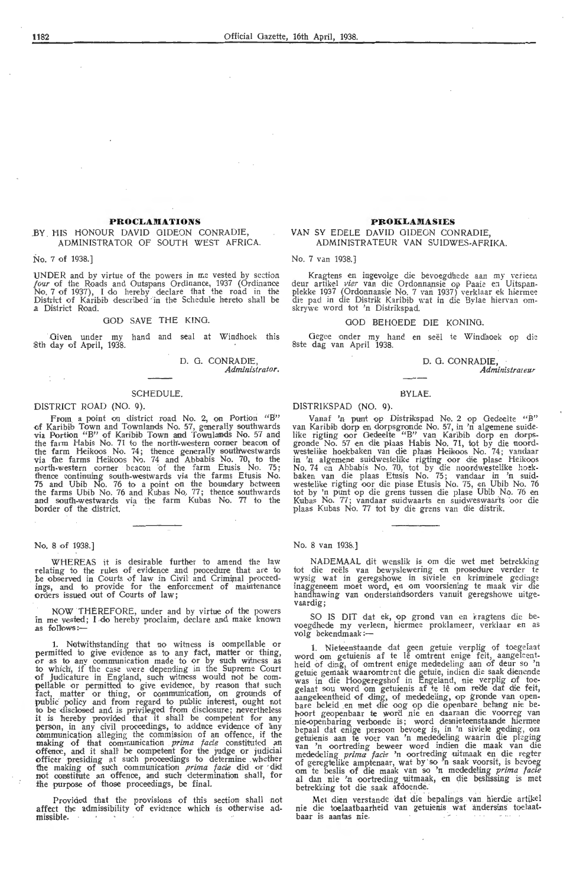## PROCLAMATIONS

BY HIS HONOUR DAVID GIDEON CONRADIE, ADMINISTRATOR OF SOUTH WEST AFRICA.

No. 7 of 1938.]

UNDER and by virtue of the powers in me vested by section *four* of the Roads and Outspans Ordinance, 1937 (Ordinance No. 7 of 1937), I do hereby declare that the road in the District of Karibib described in the Schedule hereto shall be a District Road.

GOD SAVE THE KING.

Given under my hand and seal at Windhoek this 8th day of April, 1938.

D. G. CONRADIE,
*Administrator.*

SCHEDULE.

DISTRICT ROAD (NO. 9).

From a point on district road No. 2, on Portion "B" of Karibib Town and Townlands No. 57, generally southwards via Portion "B" of Karibib Town and Townlands No. 57 and the farm Habis No. 71 to the north-western corner beacon of the farm Heikoos No. 74; thence generally southwestwards via the farms Heikoos No. 74 and Abbabis No. 70, to the north-western corner beacon of the farm Etusis No. 75; thence continuing south-westwards via the farms Etusis No. 75 and Ubib No. 76 to a point on the boundary between the farms Ubib No. 76 and Kubas No. 77; thence southwards and south-westwards via the farm Kubas No. 77 to the border of the district.

No. 8 of 1938.]

WHEREAS it is desirable further to amend the law relating to the rules of evidence and procedure that are to be observed in Courts of law in Civil and Criminal proceedings, and to provide for the enforcement of maintenance orders issued out of Courts of law;

NOW THEREFORE, under and by virtue of the powers in me vested; I do hereby proclaim, declare and make known as follows:—

1. Notwithstanding that no witness is compellable or permitted to give evidence as to any fact, matter or thing, or as to any communication made to or by such witness as to which, if the case were depending in the Supreme Court of Judicature in England, such witness would not be compellable or permitted to give evidence, by reason that such fact, matter or thing, or communication, on grounds of public policy and from regard to public interest, ought not to be disclosed and is privileged from disclosure; nevertheless it is hereby provided that it shall be competent for any person, in any civil proceedings, to adduce evidence of any communication alleging the commission of an offence, if the making of that communication *prima facie* constituted an offence, and it shall be competent for the judge or judicial officer presiding at such proceedings to determine whether the making of such communication *prima facie* did or did not constitute an offence, and such determination shall, for the purpose of those proceedings, be final.

Provided that the provisions of this section shall not affect the admissibility of evidence which is otherwise admissible.

## PROKLAMASIES

VAN SY EDELE DAVID GIDEON CONRADIE, ADMINISTRATEUR VAN SUIDWES-AFRIKA.

No. 7 van 1938.]

Kragtens en ingevolge die bevoegdhede aan my verleen deur artikel *vier* van die Ordonnansie op Paaie en Uitspanplekke 1937 (Ordonnansie No. 7 van 1937) verklaar ek hiermee die pad in die Distrik Karibib wat in die Bylae hiervan omskrywe word tot 'n Distrikspad.

GOD BEHOEDE DIE KONING.

Gegee onder my hand en seël te Windhoek op die 8ste dag van April 1938.

D. G. CONRADIE,
*Administrateur*

BYLAE.

DISTRIKSPAD (NO. 9).

Vanaf 'n punt op Distrikspad No. 2 op Gedeelte "B" van Karibib dorp en dorpsgronde No. 57, in 'n algemene suidelike rigting oor Gedeelte "B" van Karibib dorp en dorpsgronde No. 57 en die plaas Habis No. 71, tot by die noordwestelike hoekbaken van die plaas Heikoos No. 74; vandaar in 'n algemene suidwestelike rigting oor die plase Heikoos No. 74 en Abbabis No. 70, tot by die noordwestelike hoekbaken van die plaas Etusis No. 75; vandaar in 'n suidwestelike rigting oor die plase Etusis No. 75, en Ubib No. 76 tot by 'n punt op die grens tussen die plase Ubib No. 76 en Kubas No. 77; vandaar suidwaarts en suidweswaarts oor die plaas Kubas No. 77 tot by die grens van die distrik.

No. 8 van 1938.]

NADEMAAL dit wenslik is om die wet met betrekking tot die reëls van bewyslewering en prosedure verder te wysig wat in geregshowe in siviele en kriminele gedinge inaggeneem moet word, en om voorsiening te maak vir die handhawing van onderstandsorders vanuit geregshowe uitgevaardig;

SO IS DIT dat ek, op grond van en kragtens die bevoegdhede my verleen, hiermee proklameer, verklaar en as volg bekendmaak:—

1. Nieteenstaande dat geen getuie verplig of toegelaat word om getuienis af te lê omtrent enige feit, aangeleentheid of ding, of omtrent enige mededeling aan of deur so 'n getuie gemaak waaromtrent die getuie, indien die saak dienende was in die Hoogeregshof in Engeland, nie verplig of toegelaat sou word om getuienis af te lê om rede dat die feit, aangeleentheid of ding, of mededeling, op gronde van openbare beleid en met die oog op die openbare belang nie behoort geopenbaar te word nie en daaraan die voorreg van nie-openbaring verbonde is; word desnieteenstaande hiermee bepaal dat enige persoon bevoeg is, in 'n siviele geding, om getuienis aan te voer van 'n mededeling waarin die pleging van 'n oortreding beweer word indien die maak van die mededeling *prima facie* 'n oortreding uitmaak en die regter of geregtelike amptenaar, wat by so 'n saak voorsit, is bevoeg om te beslis of die maak van so 'n mededeling *prima facie* al dan nie 'n oortreding uitmaak, en die beslissing is met betrekking tot die saak afdoende.

Met dien verstande dat die bepalings van hierdie artikel nie die toelaatbaarheid van getuienis wat andersins toelaatbaar is aantas nie.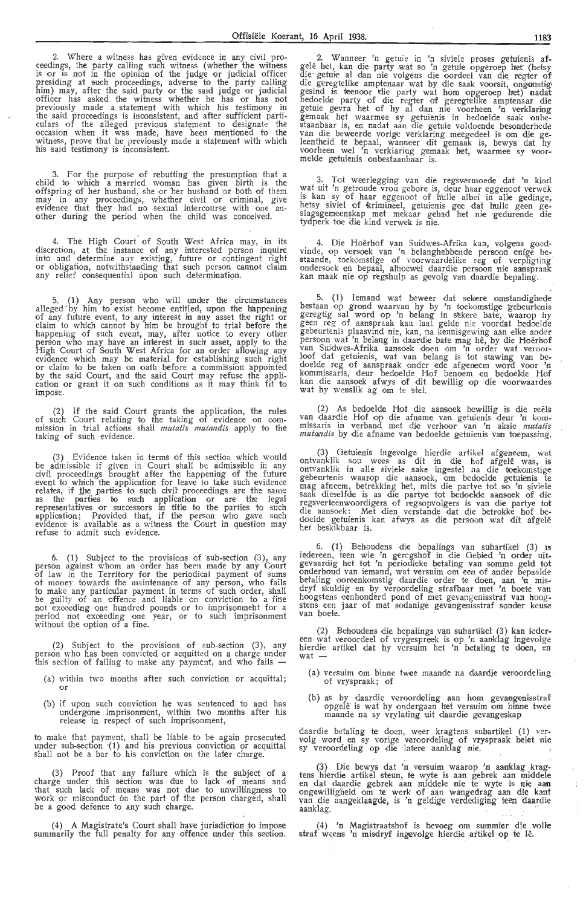2. Where a witness has given evidence in any civil proceedings, the party calling such witness (whether the witness is or is not in the opinion of the judge or judicial officer presiding at such proceedings, adverse to the party calling him) may, after the said party or the said judge or judicial officer has asked the witness whether he has or has not previously made a statement with which his testimony in the said proceedings is inconsistent, and after sufficient particulars of the alleged previous statement to designate the occasion when it was made, have been mentioned to the witness, prove that he previously made a statement with which his said testimony is inconsistent.

3. For the purpose of rebutting the presumption that a child to which a married woman has given birth is the offspring of her husband, she or her husband or both of them may in any proceedings, whether civil or criminal, give evidence that they had no sexual intercourse with one another during the period when the child was conceived.

4. The High Court of South West Africa may, in its discretion, at the instance of any interested person inquire into and determine any existing, future or contingent right or obligation, notwithstanding that such person cannot claim any relief consequential upon such determination.

5. (1) Any person who will under the circumstances alleged by him to exist become entitled, upon the happening of any future event, to any interest in any asset the right or claim to which cannot by him be brought to trial before the happening of such event, may, after notice to every other person who may have an interest in such asset, apply to the High Court of South West Africa for an order allowing any evidence which may be material for establishing such right or claim to be taken on oath before a commission appointed by the said Court, and the said Court may refuse the application or grant it on such conditions as it may think fit to impose.

(2) If the said Court grants the application, the rules of such Court relating to the taking of evidence on commission in trial actions shall *mutatis mutandis* apply to the taking of such evidence.

(3) Evidence taken in terms of this section which would be admissible if given in Court shall be admissible in any civil proceedings brought after the happening of the future event to which the application for leave to take such evidence relates, if the parties to such civil proceedings are the same as the parties to such application or are the legal representatives or successors in title to the parties to such application; Provided that, if the person who gave such evidence is available as a witness the Court in question may refuse to admit such evidence.

6. (1) Subject to the provisions of sub-section (3), any person against whom an order has been made by any Court of law in the Territory for the periodical payment of sums of money towards the maintenance of any person, who fails to make any particular payment in terms of such order, shall be guilty of an offence and liable on conviction to a fine not exceeding one hundred pounds or to imprisonment for a period not exceeding one year, or to such imprisonment without the option of a fine.

(2) Subject to the provisions of sub-section (3), any person who has been convicted or acquitted on a charge under this section of failing to make any payment, and who fails —

(a) within two months after such conviction or acquittal; or

(b) if upon such conviction he was sentenced to and has undergone imprisonment, within two months after his release in respect of such imprisonment,

to make that payment, shall be liable to be again prosecuted under sub-section (1) and his previous conviction or acquittal shall not be a bar to his conviction on the later charge.

(3) Proof that any failure which is the subject of a charge under this section was due to lack of means and that such lack of means was not due to unwillingness to work or misconduct on the part of the person charged, shall be a good defence to any such charge.

(4) A Magistrate's Court shall have jurisdiction to impose summarily the full penalty for any offence under this section.

2. Wanneer 'n getuie in 'n siviele proses getuienis afgelê het, kan die party wat so 'n getuie opgeroep het (hetsy die getuie al dan nie volgens die oordeel van die regter of die geregtelike amptenaar wat by die saak voorsit, ongunstig gesind is teenoor die party wat hom opgeroep het) nadat bedoelde party of die regter of geregtelike amptenaar die getuie gevra het of hy al dan nie voorheen 'n verklaring gemaak het waarmee sy getuienis in bedoelde saak onbestaanbaar is, en nadat aan die getuie voldoende besonderhede van die beweerde vorige verklaring meegedeel is om die geleentheid te bepaal, wanneer dit gemaak is, bewys dat hy voorheen wel 'n verklaring gemaak het, waarmee sy voormelde getuienis onbestaanbaar is.

3. Tot weerlegging van die regsvermoede dat 'n kind wat uit 'n getroude vrou gebore is, deur haar eggenoot verwek is kan sy of haar eggenoot of hulle albei in alle gedinge, hetsy siviel of krimineel, getuienis gee dat hulle geen geslagsgemeenskap met mekaar gehad het nie gedurende die tydperk toe die kind verwek is nie.

4. Die Hoërhof van Suidwes-Afrika kan, volgens goedvinde, op versoek van 'n belanghebbende persoon enige bestaande, toekomstige of voorwaardelike reg of verpligting ondersoek en bepaal, alhoewel daardie persoon nie aanspraak kan maak nie op regshulp as gevolg van daardie bepaling.

5. (1) Iemand wat beweer dat sekere omstandighede bestaan op grond waarvan hy by 'n toekomstige gebeurtenis geregtig sal word op 'n belang in sekere bate, waarop hy geen reg of aanspraak kan laat gelde nie voordat bedoelde gebeurtenis plaasvind nie, kan, na kennisgewing aan elke ander persoon wat 'n belang in daardie bate mag hê, by die Hoërhof van Suidwes-Afrika aansoek doen om 'n order wat veroorloof dat getuienis, wat van belang is tot stawing van bedoelde reg of aanspraak onder ede afgeneem word voor 'n kommissaris, deur bedoelde Hof benoem en bedoelde Hof kan die aansoek afwys of dit bewillig op die voorwaardes wat hy wenslik ag om te stel.

(2) As bedoelde Hof die aansoek bewillig is die reëls van daardie Hof op die afname van getuienis deur 'n kommissaris in verband met die verhoor van 'n aksie *mutatis mutandis* by die afname van bedoelde getuienis van toepassing.

(3) Getuienis ingevolge hierdie artikel afgeneem, wat ontvanklik sou wees as dit in die hof afgelê was, is ontvanklik in alle siviele sake ingestel na die toekomstige gebeurtenis waarop die aansoek, om bedoelde getuienis te mag afneem, betrekking het, mits die partye tot so 'n siviele saak dieselfde is as die partye tot bedoelde aansoek of die regsverteenwoordigers of regsopvolgers is van die partye tot die aansoek: Met dien verstande dat die betrokke hof bedoelde getuienis kan afwys as die persoon wat dit afgelê het beskikbaar is.

6. (1) Behoudens die bepalings van subartikel (3) is iedereen, teen wie 'n geregshof in die Gebied 'n order uitgevaardig het tot 'n periodieke betaling van somme geld tot onderhoud van iemand, wat versuim om een of ander bepaalde betaling ooreenkomstig daardie order te doen, aan 'n misdryf skuldig en by veroordeling strafbaar met 'n boete van hoogstens eenhonderd pond of met gevangenisstraf van hoogstens een jaar of met sodanige gevangenisstraf sonder keuse van boete.

(2) Behoudens die bepalings van subartikel (3) kan iedereen wat veroordeel of vrygespreek is op 'n aanklag ingevolge hierdie artikel dat hy versuim het 'n betaling te doen, en wat —

(a) versuim om binne twee maande na daardie veroordeling of vryspraak; of

(b) as by daardie veroordeling aan hom gevangenisstraf opgelê is wat hy ondergaan het versuim om binne twee maande na sy vrylating uit daardie gevangeskap

daardie betaling te doen, weer kragtens subartikel (1) vervolg word en sy vorige veroordeling of vryspraak belet nie sy veroordeling op die latere aanklag nie.

(3) Die bewys dat 'n versuim waarop 'n aanklag kragtens hierdie artikel steun, te wyte is aan gebrek aan middele en dat daardie gebrek aan middele nie te wyte is nie aan ongewilligheid om te werk of aan wangedrag aan die kant van die aangeklaagde, is 'n geldige verdediging teen daardie aanklag.

(4) 'n Magistraatshof is bevoeg om summier die volle straf weens 'n misdryf ingevolge hierdie artikel op te lê.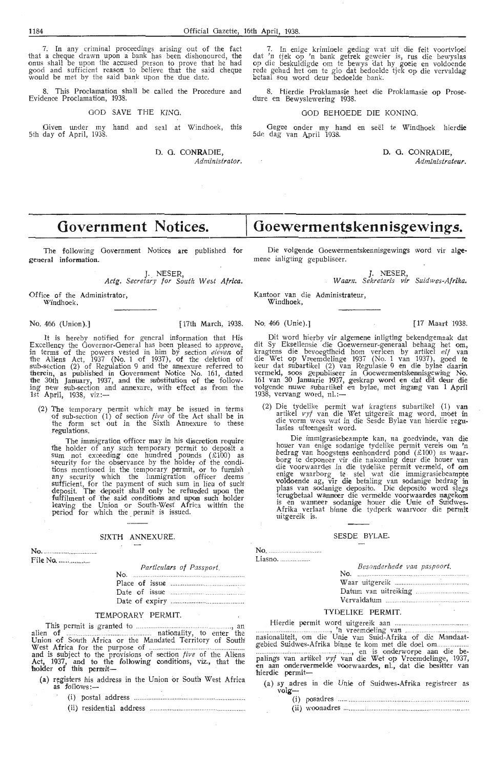7. In any criminal proceedings arising out of the fact that a cheque drawn upon a bank has been dishonoured, the onus shall be upon the accused person to prove that he had good and sufficient reason to believe that the said cheque would be met by the said bank upon the due date.

8. This Proclamation shall be called the Procedure and Evidence Proclamation, 1938.

GOD SAVE THE KING.

Given under my hand and seal at Windhoek, this 5th day of April, 1938.

D. G. CONRADIE,
*Administrator.*

7. In enige kriminele geding wat uit die feit voortvloei dat 'n tjek op 'n bank getrek geweier is, rus die bewyslas op die beskuldigde om te bewys dat hy goeie en voldoende rede gehad het om te glo dat bedoelde tjek op die vervaldag betaal sou word deur bedoelde bank.

8. Hierdie Proklamasie heet die Proklamasie op Prosedure en Bewyslewering 1938.

GOD BEHOEDE DIE KONING.

Gegee onder my hand en seël te Windhoek hierdie 5de dag van April 1938.

D. G. CONRADIE,
*Administrateur.*

# Government Notices.

The following Government Notices are published for general information.

J. NESER,
*Actg. Secretary for South West Africa.*

Office of the Administrator,
Windhoek.

No. 466 (Union).] [17th March, 1938.

It is hereby notified for general information that His Excellency the Governor-General has been pleased to approve, in terms of the powers vested in him by section *eleven* of the Aliens Act, 1937 (No. 1 of 1937), of the deletion of sub-section (2) of Regulation 9 and the annexure referred to therein, as published in Government Notice No. 161, dated the 30th January, 1937, and the substitution of the following new sub-section and annexure, with effect as from the 1st April, 1938, viz:—

(2) The temporary permit which may be issued in terms of sub-section (1) of section *five* of the Act shall be in the form set out in the Sixth Annexure to these regulations.

The immigration officer may in his discretion require the holder of any such temporary permit to deposit a sum not exceeding one hundred pounds (£100) as security for the observance by the holder of the conditions mentioned in the temporary permit, or to furnish any security which the immigration officer deems sufficient, for the payment of such sum in lieu of such deposit. The deposit shall only be refunded upon the fulfilment of the said conditions and upon such holder leaving the Union or South-West Africa within the period for which the permit is issued.

SIXTH ANNEXURE.

No. ..............................
File No. ..................

*Particulars of Passport.*
No. ..............................
Place of issue ..............................
Date of issue ..............................
Date of expiry ..............................

TEMPORARY PERMIT.

This permit is granted to .............................., an alien of .............................. nationality, to enter the Union of South Africa or the Mandated Territory of South West Africa for the purpose of .............................. and is subject to the provisions of section *five* of the Aliens Act, 1937, and to the following conditions, viz., that the holder of this permit—

(a) registers his address in the Union or South West Africa as follows:—
(i) postal address ..............................
(ii) residential address ..............................

# Goewermentskennisgewings.

Die volgende Goewermentskennisgewings word vir algemene inligting gepubliseer.

J. NESER,
*Waarn. Sekretaris vir Suidwes-Afrika.*

Kantoor van die Administrateur,
Windhoek.

No. 466 (Unie).] [17 Maart 1938.

Dit word hierby vir algemene inligting bekendgemaak dat dit Sy Eksellensie die Goewerneur-generaal behaag het om, kragtens die bevoegdheid hom verleen by artikel *elf* van die Wet op Vreemdelinge 1937 (No. 1 van 1937), goed te keur dat subartikel (2) van Regulasie 9 en die bylae daarin vermeld, soos gepubliseer in Goewermentskennisgewing No. 161 van 30 Januarie 1937, geskrap word en dat dit deur die volgende nuwe subartikel en bylae, met ingang van 1 April 1938, vervang word, nl.:—

(2) Die tydelike permit wat kragtens subartikel (1) van artikel *vyf* van die Wet uitgereik mag word, moet in die vorm wees wat in die Sesde Bylae van hierdie regulasies uiteengesit word.

Die immigrasiebeampte kan, na goedvinde, van die houer van enige sodanige tydelike permit vereis om 'n bedrag van hoogstens eenhonderd pond (£100) as waarborg te deponeer vir die nakoming deur die houer van die voorwaardes in die tydelike permit vermeld, of om enige waarborg te stel wat die immigrasiebeampte voldoende ag, vir die betaling van sodanige bedrag in plaas van sodanige deposito. Die deposito word slegs terugbetaal wanneer die vermelde voorwaardes nagekom is en wanneer sodanige houer die Unie of Suidwes-Afrika verlaat binne die tydperk waarvoor die permit uitgereik is.

SESDE BYLAE.

No. ..............................
Liasno. ..................

*Besonderhede van paspoort.*
No. ..............................
Waar uitgereik ..............................
Datum van uitreiking ..............................
Vervaldatum ..............................

TYDELIKE PERMIT.

Hierdie permit word uitgereik aan .............................. .............................., 'n vreemdeling van .............................. nasionaliteit, om die Unie van Suid-Afrika of die Mandaatgebied Suidwes-Afrika binne te kom met die doel om .............................., en is onderworpe aan die bepalings van artikel *vyf* van die Wet op Vreemdelinge, 1937, en aan ondervermelde voorwaardes, nl., dat die besitter van hierdie permit—

(a) sy adres in die Unie of Suidwes-Afrika registreer as volg—
(i) posadres ..............................
(ii) woonadres ..............................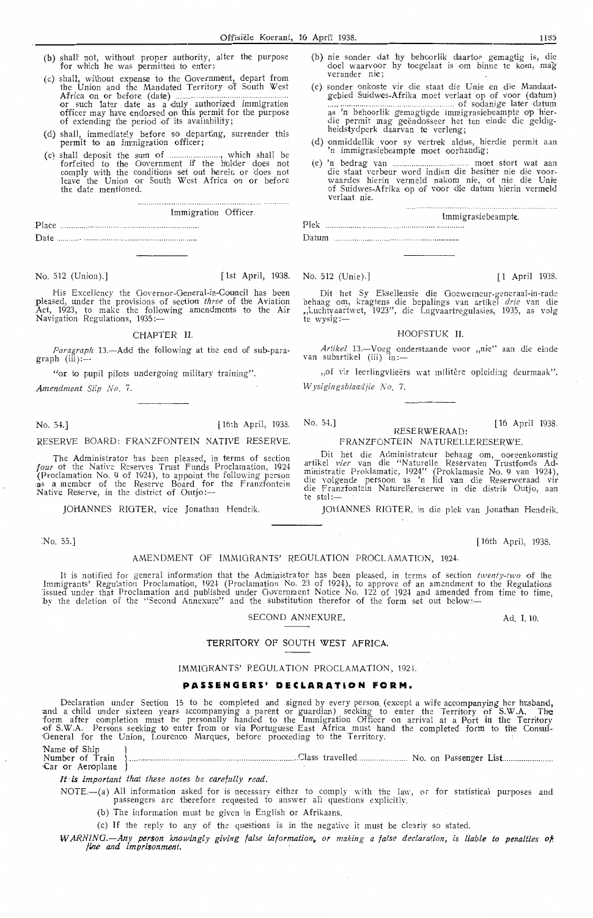(b) shall not, without proper authority, alter the purpose for which he was permitted to enter;

(c) shall, without expense to the Government, depart from the Union and the Mandated Territory of South West Africa on or before (date) ........................................................ or such later date as a duly authorized immigration officer may have endorsed on this permit for the purpose of extending the period of its availability;

(d) shall, immediately before so departing, surrender this permit to an immigration officer;

(e) shall deposit the sum of ........................., which shall be forfeited to the Government if the holder does not comply with the conditions set out herein or does not leave the Union or South West Africa on or before the date mentioned.

.........................................................................

Immigration Officer.

Place ......................................................................

Date ........................................................................

(b) nie sonder dat hy behoorlik daartoe gemagtig is, die doel waarvoor hy toegelaat is om binne te kom, mag verander nie;

(c) sonder onkoste vir die staat die Unie en die Mandaatgebied Suidwes-Afrika moet verlaat op of voor (datum) ........................................................ of sodanige later datum as 'n behoorlik gemagtigde immigrasiebeampte op hierdie permit mag geëndosseer het ten einde die geldigheidstydperk daarvan te verleng;

(d) onmiddellik voor sy vertrek aldus, hierdie permit aan 'n immigrasiebeampte moet oorhandig;

(e) 'n bedrag van .................................... moet stort wat aan die staat verbeur word indien die besitter nie die voorwaardes hierin vermeld nakom nie, of nie die Unie of Suidwes-Afrika op of voor die datum hierin vermeld verlaat nie.

.........................................................................

Immigrasiebeampte.

Plek ......................................................................

Datum ......................................................................

---

No. 512 (Union).] [1st April, 1938.

His Excellency the Governor-General-in-Council has been pleased, under the provisions of section *three* of the Aviation Act, 1923, to make the following amendments to the Air Navigation Regulations, 1935:—

CHAPTER II.

*Paragraph* 13.—Add the following at the end of sub-paragraph (iii):—

"or to pupil pilots undergoing military training".

*Amendment Slip No.* 7.

No. 512 (Unie).] [1 April 1938.

Dit het Sy Eksellensie die Goewerneur-generaal-in-rade behaag om, kragtens die bepalings van artikel *drie* van die „Luchtvaartwet, 1923", die Lugvaartregulasies, 1935, as volg te wysig:—

HOOFSTUK II.

*Artikel* 13.—Voeg onderstaande voor „nie" aan die einde van subartikel (iii) in:—

„of vir leerlingvlieërs wat militêre opleiding deurmaak".

*Wysigingsblaadjie No.* 7.

---

No. 54.] [16th April, 1938.

RESERVE BOARD: FRANZFONTEIN NATIVE RESERVE.

The Administrator has been pleased, in terms of section *four* of the Native Reserves Trust Funds Proclamation, 1924 (Proclamation No. 9 of 1924), to appoint the following person as a member of the Reserve Board for the Franzfontein Native Reserve, in the district of Outjo:—

JOHANNES RIGTER, vice Jonathan Hendrik.

No. 54.] [16 April 1938.

RESERWERAAD: FRANZFONTEIN NATURELLERESERWE.

Dit het die Administrateur behaag om, ooreenkomstig artikel *vier* van die "Naturelle Reservaten Trustfonds Administratie Proklamatie, 1924" (Proklamasie No. 9 van 1924), die volgende persoon as 'n lid van die Reserweraad vir die Franzfontein Naturellereserwe in die distrik Outjo, aan te stel:—

JOHANNES RIGTER, in die plek van Jonathan Hendrik.

---

No. 55.] [16th April, 1938.

AMENDMENT OF IMMIGRANTS' REGULATION PROCLAMATION, 1924.

It is notified for general information that the Administrator has been pleased, in terms of section *twenty-two* of the Immigrants' Regulation Proclamation, 1924 (Proclamation No. 23 of 1924), to approve of an amendment to the Regulations issued under that Proclamation and published under Government Notice No. 122 of 1924 and amended from time to time, by the deletion of the "Second Annexure" and the substitution therefor of the form set out below:—

SECOND ANNEXURE.

Ad. I. 10.

TERRITORY OF SOUTH WEST AFRICA.

IMMIGRANTS' REGULATION PROCLAMATION, 1924.

**PASSENGERS' DECLARATION FORM.**

Declaration under Section 15 to be completed and signed by every person, (except a wife accompanying her husband, and a child under sixteen years accompanying a parent or guardian) seeking to enter the Territory of S.W.A. The form after completion must be personally handed to the Immigration Officer on arrival at a Port in the Territory of S.W.A. Persons seeking to enter from or via Portuguese East Africa must hand the completed form to the Consul-General for the Union, Lourenco Marques, before proceeding to the Territory.

Name of Ship / Number of Train / Car or Aeroplane ........................................................................ Class travelled........................ No. on Passenger List........................

***It is important that these notes be carefully read.***

NOTE.—(a) All information asked for is necessary either to comply with the law, or for statistical purposes and passengers are therefore requested to answer all questions explicitly.

(b) The information must be given in English or Afrikaans.

(c) If the reply to any of the questions is in the negative it must be clearly so stated.

*WARNING.—Any person knowingly giving false information, or making a false declaration, is liable to penalties of fine and imprisonment.*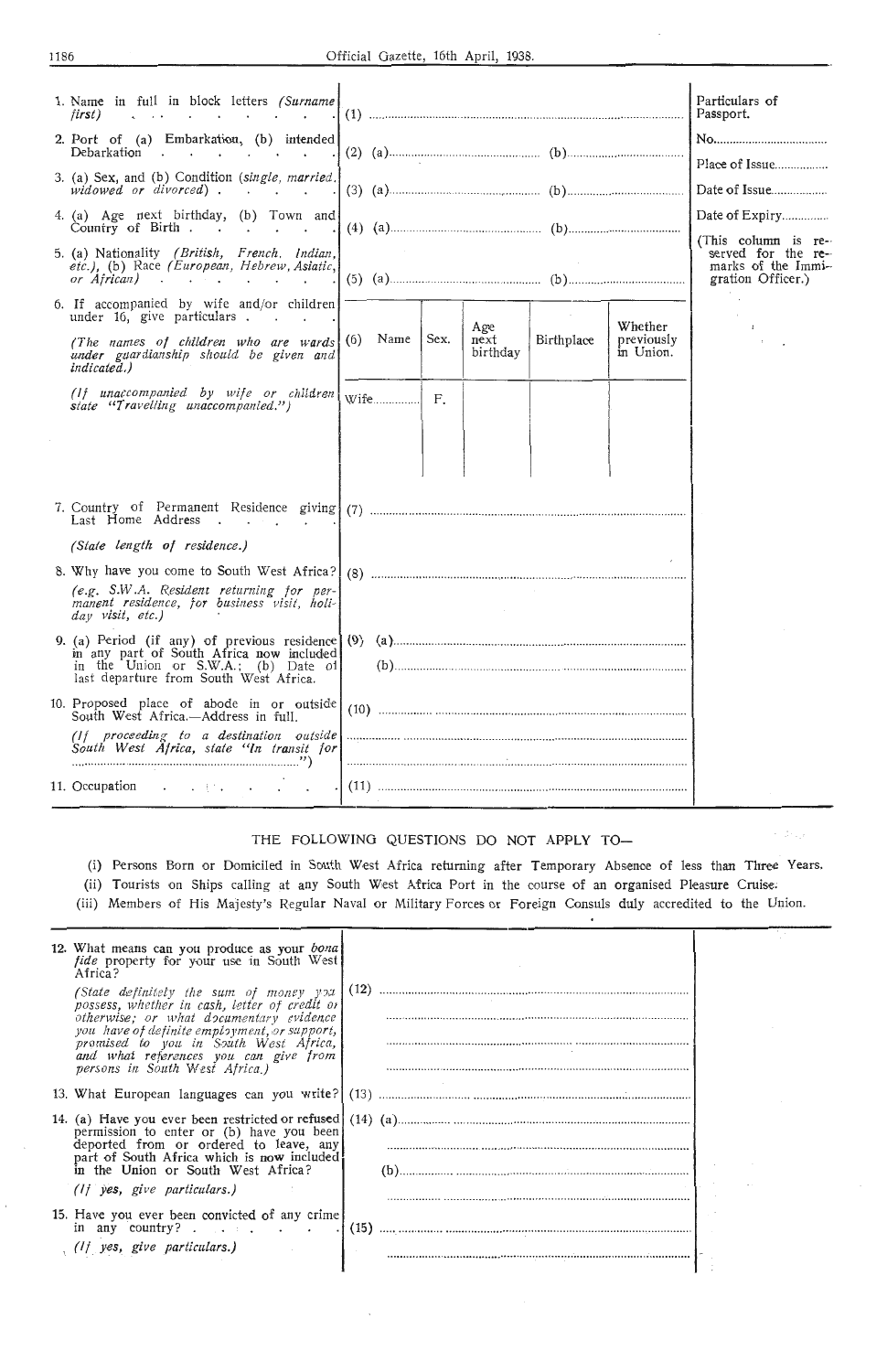| | | Particulars of Passport. |
|---|---|---|
| 1. Name in full in block letters *(Surname first)* | (1) ............................................................ | No.................................. |
| 2. Port of (a) Embarkation, (b) intended Debarkation | (2) (a)............................ (b)............................ | Place of Issue................. |
| 3. (a) Sex, and (b) Condition *(single, married, widowed or divorced)* | (3) (a)............................ (b)............................ | Date of Issue................. |
| 4. (a) Age next birthday, (b) Town and Country of Birth | (4) (a)............................ (b)............................ | Date of Expiry............... |
| 5. (a) Nationality *(British, French, Indian, etc.)*, (b) Race *(European, Hebrew, Asiatic, or African)* | (5) (a)............................ (b)............................ | (This column is reserved for the remarks of the Immigration Officer.) |
| 6. If accompanied by wife and/or children under 16, give particulars. *(The names of children who are wards under guardianship should be given and indicated.)* *(If unaccompanied by wife or children state "Travelling unaccompanied.")* | (6) Name / Sex. / Age next birthday / Birthplace / Whether previously in Union. — Wife.............. F. | |
| 7. Country of Permanent Residence giving Last Home Address. *(State length of residence.)* | (7) ............................................................ | |
| 8. Why have you come to South West Africa? *(e.g. S.W.A. Resident returning for permanent residence, for business visit, holiday visit, etc.)* | (8) ............................................................ | |
| 9. (a) Period (if any) of previous residence in any part of South Africa now included in the Union or S.W.A.; (b) Date of last departure from South West Africa. | (9) (a)............................................................ (b)............................................................ | |
| 10. Proposed place of abode in or outside South West Africa.—Address in full. *(If proceeding to a destination outside South West Africa, state "In transit for ..............................")* | (10) ............................................................ | |
| 11. Occupation | (11) ............................................................ | |

## THE FOLLOWING QUESTIONS DO NOT APPLY TO—

(i) Persons Born or Domiciled in South West Africa returning after Temporary Absence of less than Three Years.

(ii) Tourists on Ships calling at any South West Africa Port in the course of an organised Pleasure Cruise.

(iii) Members of His Majesty's Regular Naval or Military Forces or Foreign Consuls duly accredited to the Union.

| | | |
|---|---|---|
| 12. What means can you produce as your *bona fide* property for your use in South West Africa? *(State definitely the sum of money you possess, whether in cash, letter of credit or otherwise; or what documentary evidence you have of definite employment, or support, promised to you in South West Africa, and what references you can give from persons in South West Africa.)* | (12) ............................................................ | |
| 13. What European languages can you write? | (13) ............................................................ | |
| 14. (a) Have you ever been restricted or refused permission to enter or (b) have you been deported from or ordered to leave, any part of South Africa which is now included in the Union or South West Africa? *(If yes, give particulars.)* | (14) (a)............................................................ (b)............................................................ | |
| 15. Have you ever been convicted of any crime in any country? *(If yes, give particulars.)* | (15) ............................................................ | |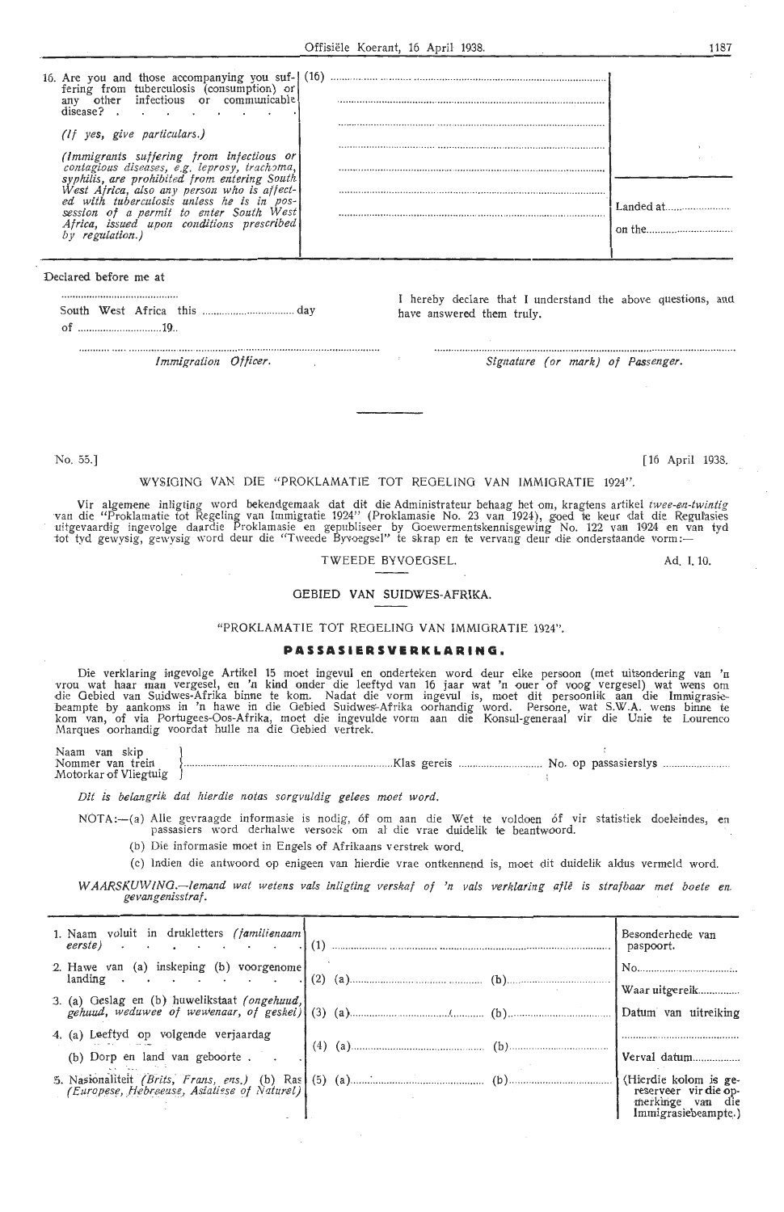| | | |
|---|---|---|
| 16. Are you and those accompanying you suffering from tuberculosis (consumption) or any other infectious or communicable disease? *(If yes, give particulars.)* *(Immigrants suffering from infectious or contagious diseases, e.g. leprosy, trachoma, syphilis, are prohibited from entering South West Africa, also any person who is affected with tuberculosis unless he is in possession of a permit to enter South West Africa, issued upon conditions prescribed by regulation.)* | (16) ........................................ | Landed at........................ on the.............................. |

Declared before me at

..........................................

South West Africa this .............................. day of ..............................19..

..........................................

*Immigration Officer.*

I hereby declare that I understand the above questions, and have answered them truly.

..........................................

*Signature (or mark) of Passenger.*

---

No. 55.] [16 April 1938.

## WYSIGING VAN DIE "PROKLAMATIE TOT REGELING VAN IMMIGRATIE 1924".

Vir algemene inligting word bekendgemaak dat dit die Administrateur behaag het om, kragtens artikel *twee-en-twintig* van die "Proklamatie tot Regeling van Immigratie 1924" (Proklamasie No. 23 van 1924), goed te keur dat die Regulasies uitgevaardig ingevolge daardie Proklamasie en gepubliseer by Goewermentskennisgewing No. 122 van 1924 en van tyd tot tyd gewysig, gewysig word deur die "Tweede Byvoegsel" te skrap en te vervang deur die onderstaande vorm:—

TWEEDE BYVOEGSEL. Ad. I. 10.

### GEBIED VAN SUIDWES-AFRIKA.

"PROKLAMATIE TOT REGELING VAN IMMIGRATIE 1924".

### PASSASIERSVERKLARING.

Die verklaring ingevolge Artikel 15 moet ingevul en onderteken word deur elke persoon (met uitsondering van 'n vrou wat haar man vergesel, en 'n kind onder die leeftyd van 16 jaar wat 'n ouer of voog vergesel) wat wens om die Gebied van Suidwes-Afrika binne te kom. Nadat die vorm ingevul is, moet dit persoonlik aan die Immigrasiebeampte by aankoms in 'n hawe in die Gebied Suidwes-Afrika oorhandig word. Persone, wat S.W.A. wens binne te kom van, of via Portugees-Oos-Afrika, moet die ingevulde vorm aan die Konsul-generaal vir die Unie te Lourenco Marques oorhandig voordat hulle na die Gebied vertrek.

Naam van skip / Nommer van trein / Motorkar of Vliegtuig ..............................Klas gereis .............................. No. op passasierslys ........................

*Dit is belangrik dat hierdie notas sorgvuldig gelees moet word.*

NOTA:—(a) Alle gevraagde informasie is nodig, óf om aan die Wet te voldoen óf vir statistiek doeleindes, en passasiers word derhalwe versoek om al die vrae duidelik te beantwoord.

(b) Die informasie moet in Engels of Afrikaans verstrek word.

(c) Indien die antwoord op enigeen van hierdie vrae ontkennend is, moet dit duidelik aldus vermeld word.

*WAARSKUWING.—Iemand wat wetens vals inligting verskaf of 'n vals verklaring aflê is strafbaar met boete en gevangenisstraf.*

| | | |
|---|---|---|
| 1. Naam voluit in drukletters *(familienaam eerste)* | (1) .............................................. | Besonderhede van paspoort. |
| 2. Hawe van (a) inskeping (b) voorgenome landing | (2) (a).................... (b).................... | No.............................. Waar uitgereik.............. |
| 3. (a) Geslag en (b) huwelikstaat *(ongehuud, gehuud, weduwee of wewenaar, of geskei)* | (3) (a).................... (b).................... | Datum van uitreiking |
| 4. (a) Leeftyd op volgende verjaardag (b) Dorp en land van geboorte | (4) (a).................... (b).................... | .............................. Verval datum................ |
| 5. Nasionaliteit *(Brits, Frans, ens.)* (b) Ras *(Europese, Hebreeuse, Asiatiese of Naturel)* | (5) (a).................... (b).................... | (Hierdie kolom is gereserveer vir die opmerkinge van die Immigrasiebeampte.) |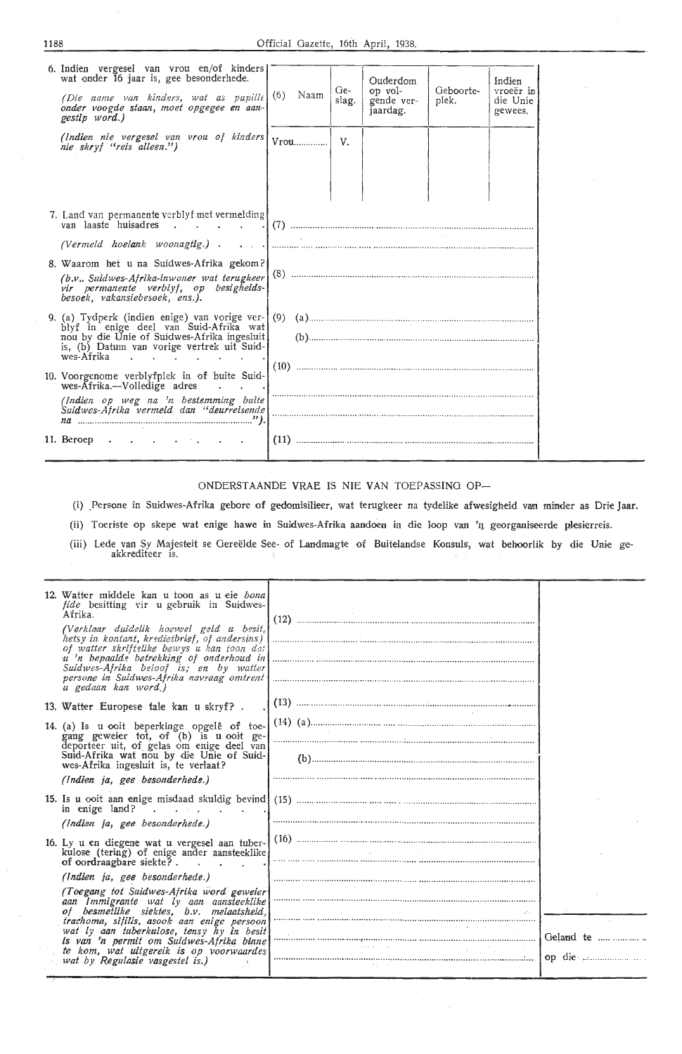6. Indien vergesel van vrou en/of kinders wat onder 16 jaar is, gee besonderhede.

*(Die name van kinders, wat as pupille onder voogde staan, moet opgegee en aangestip word.)*

*(Indien nie vergesel van vrou of kinders nie skryf "reis alleen.")*

| (6) Naam | Geslag. | Ouderdom op volgende verjaardag. | Geboorteplek. | Indien vroeër in die Unie gewees. |
|---|---|---|---|---|
| Vrou.............. | V. | | | |

7. Land van permanente verblyf met vermelding van laaste huisadres . . . . . (7) ..............................

*(Vermeld hoelank woonagtig.)* . . . . ..............................

8. Waarom het u na Suidwes-Afrika gekom? (8) ..............................

*(b.v., Suidwes-Afrika-inwoner wat terugkeer vir permanente verblyf, op besigheidsbesoek, vakansiebesoek, ens.).*

9. (a) Tydperk (indien enige) van vorige verblyf in enige deel van Suid-Afrika wat nou by die Unie of Suidwes-Afrika ingesluit is, (b) Datum van vorige vertrek uit Suidwes-Afrika . . . . . . . (9) (a).............................. (b)..............................

10. Voorgenome verblyfplek in of buite Suidwes-Afrika.—Volledige adres . . . (10) ..............................

*(Indien op weg na 'n bestemming buite Suidwes-Afrika vermeld dan "deurreisende na ..............................").*

11. Beroep . . . . . . . . (11) ..............................

ONDERSTAANDE VRAE IS NIE VAN TOEPASSING OP—

(i) Persone in Suidwes-Afrika gebore of gedomisilieer, wat terugkeer na tydelike afwesigheid van minder as Drie Jaar.

(ii) Toeriste op skepe wat enige hawe in Suidwes-Afrika aandoen in die loop van 'n georganiseerde plesierreis.

(iii) Lede van Sy Majesteit se Gereëlde See- of Landmagte of Buitelandse Konsuls, wat behoorlik by die Unie geakkrediteer is.

12. Watter middele kan u toon as u eie *bona fide* besitting vir u gebruik in Suidwes-Afrika. (12) ..............................

*(Verklaar duidelik hoeveel geld u besit, hetsy in kontant, kredietbrief, of andersins) of watter skriftelike bewys u kan toon dat u 'n bepaalde betrekking of onderhoud in Suidwes-Afrika beloof is; en by watter persone in Suidwes-Afrika navraag omtrent u gedaan kan word.)*

13. Watter Europese tale kan u skryf? . . (13) ..............................

14. (a) Is u ooit beperkinge opgelê of toegang geweier tot, of (b) is u ooit gedeporteer uit, of gelas om enige deel van Suid-Afrika wat nou by die Unie of Suidwes-Afrika ingesluit is, te verlaat? (14) (a).............................. (b)..............................

*(Indien ja, gee besonderhede.)*

15. Is u ooit aan enige misdaad skuldig bevind in enige land? . . . . . . (15) ..............................

*(Indien ja, gee besonderhede.)*

16. Ly u en diegene wat u vergesel aan tuberkulose (tering) of enige ander aansteeklike of oordraagbare siekte? . . . . . (16) ..............................

*(Indien ja, gee besonderhede.)*

*(Toegang tot Suidwes-Afrika word geweier aan Immigrante wat ly aan aansteeklike of besmetlike siektes, b.v. melaatsheid, trachoma, sifilis, asook aan enige persoon wat ly aan tuberkulose, tensy hy in besit is van 'n permit om Suidwes-Afrika binne te kom, wat uitgereik is op voorwaardes wat by Regulasie vasgestel is.)*

Geland te ..............

op die ..............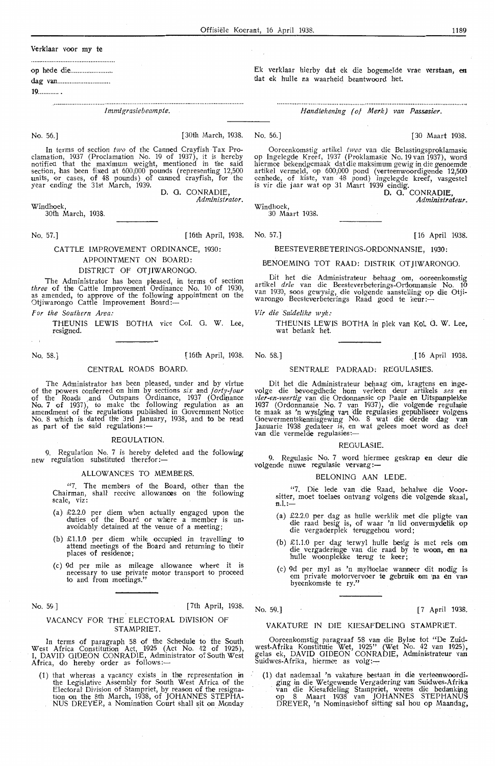Verklaar voor my te

.................................................

op hede die.........................

dag van...............................

19............ .

.................................................................................................

*Immigrasiebeampte.*

Ek verklaar hierby dat ek die bogemelde vrae verstaan, en dat ek hulle na waarheid beantwoord het.

.................................................................................................

*Handtekening (of Merk) van Passasier.*

---

No. 56.] [30th March, 1938.

In terms of section *two* of the Canned Crayfish Tax Proclamation, 1937 (Proclamation No. 19 of 1937), it is hereby notified that the maximum weight, mentioned in the said section, has been fixed at 600,000 pounds (representing 12,500 units, or cases, of 48 pounds) of canned crayfish, for the year ending the 31st March, 1939.

D. G. CONRADIE,
*Administrator.*

Windhoek,
30th March, 1938.

No. 56.] [30 Maart 1938.

Ooreenkomstig artikel *twee* van die Belastingsproklamasie op Ingelegde Kreef, 1937 (Proklamasie No. 19 van 1937), word hiermee bekendgemaak dat die maksimum gewig in die genoemde artikel vermeld, op 600,000 pond (verteenwoordigende 12,500 eenhede, of kiste, van 48 pond) ingelegde kreef, vasgestel is vir die jaar wat op 31 Maart 1939 eindig.

D. G. CONRADIE,
*Administrateur.*

Windhoek,
30 Maart 1938.

---

No. 57.] [16th April, 1938.

## CATTLE IMPROVEMENT ORDINANCE, 1930: APPOINTMENT ON BOARD: DISTRICT OF OTJIWARONGO.

The Administrator has been pleased, in terms of section *three* of the Cattle Improvement Ordinance No. 10 of 1930, as amended, to approve of the following appointment on the Otjiwarongo Cattle Improvement Board:—

*For the Southern Area:*

THEUNIS LEWIS BOTHA vice Col. G. W. Lee, resigned.

No. 57.] [16 April 1938.

## BEESTEVERBETERINGS-ORDONNANSIE, 1930: BENOEMING TOT RAAD: DISTRIK OTJIWARONGO.

Dit het die Administrateur behaag om, ooreenkomstig artikel *drie* van die Beesteverbeterings-Ordonnansie No. 10 van 1930, soos gewysig, die volgende aanstelling op die Otjiwarongo Beesteverbeterings Raad goed te keur:—

*Vir die Suidelike wyk:*

THEUNIS LEWIS BOTHA in plek van Kol. G. W. Lee, wat bedank het.

---

No. 58.] [16th April, 1938.

## CENTRAL ROADS BOARD.

The Administrator has been pleased, under and by virtue of the powers conferred on him by sections *six* and *forty-four* of the Roads and Outspans Ordinance, 1937 (Ordinance No. 7 of 1937), to make the following regulation as an amendment of the regulations published in Government Notice No. 8 which is dated the 3rd January, 1938, and to be read as part of the said regulations:—

### REGULATION.

9. Regulation No. 7 is hereby deleted and the following new regulation substituted therefor:—

### ALLOWANCES TO MEMBERS.

"7. The members of the Board, other than the Chairman, shall receive allowances on the following scale, viz:

(a) £2.2.0 per diem when actually engaged upon the duties of the Board or where a member is unavoidably detained at the venue of a meeting;

(b) £1.1.0 per diem while occupied in travelling to attend meetings of the Board and returning to their places of residence;

(c) 9d per mile as mileage allowance where it is necessary to use private motor transport to proceed to and from meetings."

No. 58.] [16 April 1938.

## SENTRALE PADRAAD: REGULASIES.

Dit het die Administrateur behaag om, kragtens en ingevolge die bevoegdhede hom verleen deur artikels *ses* en *vier-en-veertig* van die Ordonnansie op Paaie en Uitspanplekke 1937 (Ordonnansie No. 7 van 1937), die volgende regulasie te maak as 'n wysiging van die regulasies gepubliseer volgens Goewermentskennisgewing No. 8 wat die derde dag van Januarie 1938 gedateer is, en wat gelees moet word as deel van die vermelde regulasies:—

### REGULASIE.

9. Regulasie No. 7 word hiermee geskrap en deur die volgende nuwe regulasie vervang:—

### BELONING AAN LEDE.

"7. Die lede van die Raad, behalwe die Voorsitter, moet toelaes ontvang volgens die volgende skaal, n.l.:—

(a) £2.2.0 per dag as hulle werklik met die pligte van die raad besig is, of waar 'n lid onvermydelik op die vergaderplek teruggehou word;

(b) £1.1.0 per dag terwyl hulle besig is met reis om die vergaderinge van die raad by te woon, en na hulle woonplekke terug te keer;

(c) 9d per myl as 'n myltoelae wanneer dit nodig is om private motorvervoer te gebruik om na en van byeenkomste te ry."

---

No. 59.] [7th April, 1938.

## VACANCY FOR THE ELECTORAL DIVISION OF STAMPRIET.

In terms of paragraph 58 of the Schedule to the South West Africa Constitution Act, 1925 (Act No. 42 of 1925), I, DAVID GIDEON CONRADIE, Administrator of South West Africa, do hereby order as follows:—

(1) that whereas a vacancy exists in the representation in the Legislative Assembly for South West Africa of the Electoral Division of Stampriet, by reason of the resignation on the 8th March, 1938, of JOHANNES STEPHANUS DREYER, a Nomination Court shall sit on Monday

No. 59.] [7 April 1938.

## VAKATURE IN DIE KIESAFDELING STAMPRIET.

Ooreenkomstig paragraaf 58 van die Bylae tot "De Zuidwest-Afrika Konstitutie Wet, 1925" (Wet No. 42 van 1925), gelas ek, DAVID GIDEON CONRADIE, Administrateur van Suidwes-Afrika, hiermee as volg:—

(1) dat nademaal 'n vakature bestaan in die verteenwoordiging in die Wetgewende Vergadering van Suidwes-Afrika van die Kiesafdeling Stampriet, weens die bedanking op 8 Maart 1938 van JOHANNES STEPHANUS DREYER, 'n Nominasiehof sitting sal hou op Maandag,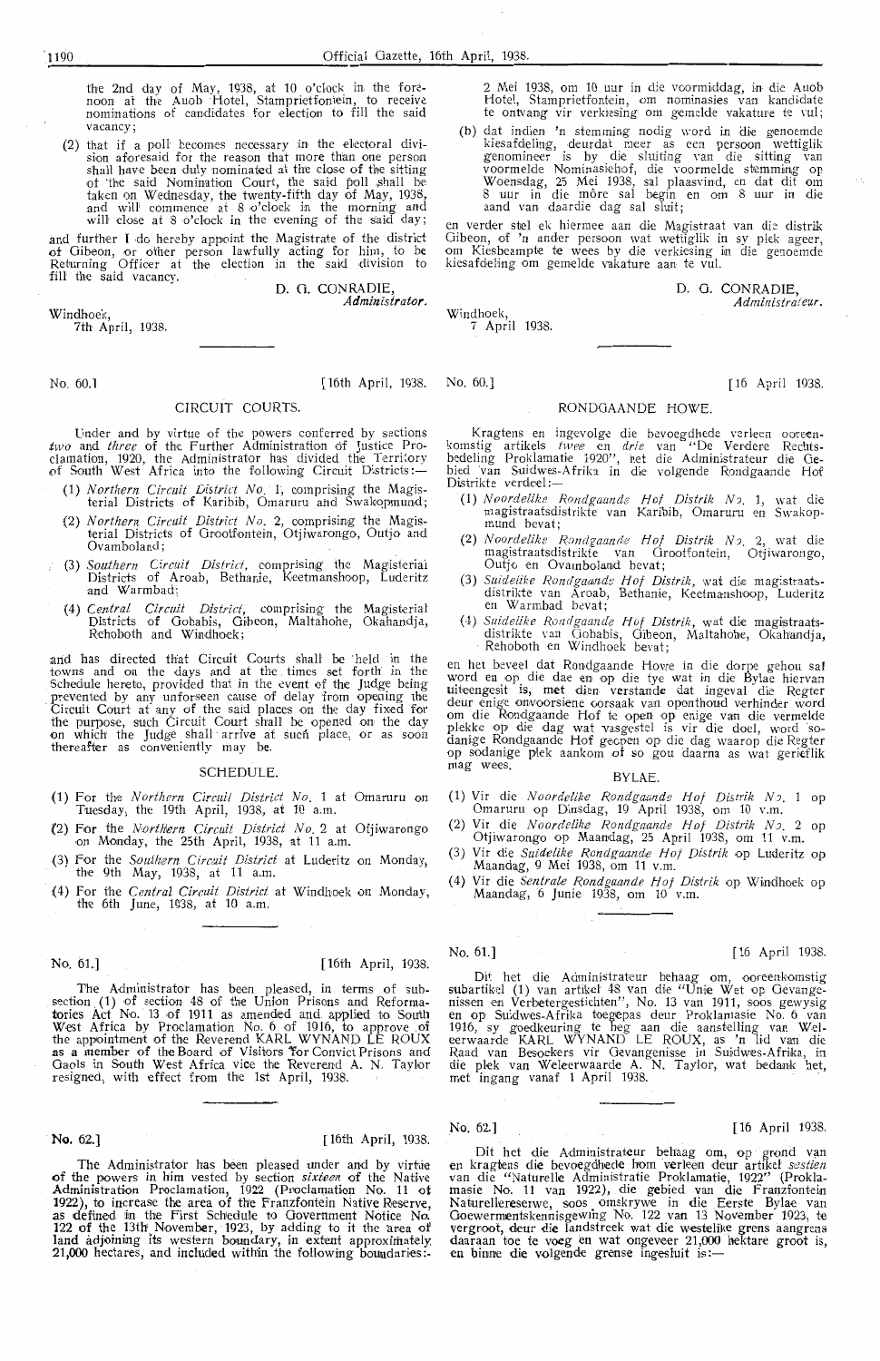the 2nd day of May, 1938, at 10 o'clock in the forenoon at the Auob Hotel, Stampriet fontein, to receive nominations of candidates for election to fill the said vacancy;

(2) that if a poll becomes necessary in the electoral division aforesaid for the reason that more than one person shall have been duly nominated at the close of the sitting of the said Nomination Court, the said poll shall be taken on Wednesday, the twenty-fifth day of May, 1938, and will commence at 8 o'clock in the morning and will close at 8 o'clock in the evening of the said day;

and further I do hereby appoint the Magistrate of the district of Gibeon, or other person lawfully acting for him, to be Returning Officer at the election in the said division to fill the said vacancy.

D. G. CONRADIE,
*Administrator.*

Windhoek,
7th April, 1938.

2 Mei 1938, om 10 uur in die voormiddag, in die Auob Hotel, Stampriet fontein, om nominasies van kandidate te ontvang vir verkiesing om gemelde vakature te vul;

(b) dat indien 'n stemming nodig word in die genoemde kiesafdeling, deurdat meer as een persoon wettiglik genomineer is by die sluiting van die sitting van voormelde Nominasiehof, die voormelde stemming op Woensdag, 25 Mei 1938, sal plaasvind, en dat dit om 8 uur in die môre sal begin en om 8 uur in die aand van daardie dag sal sluit;

en verder stel ek hiermee aan die Magistraat van die distrik Gibeon, of 'n ander persoon wat wettiglik in sy plek ageer, om Kiesbeampte te wees by die verkiesing in die genoemde kiesafdeling om gemelde vakature aan te vul.

D. G. CONRADIE,
*Administrateur.*

Windhoek,
7 April 1938.

---

No. 60.] [16th April, 1938.

## CIRCUIT COURTS.

Under and by virtue of the powers conferred by sections *two* and *three* of the Further Administration of Justice Proclamation, 1920, the Administrator has divided the Territory of South West Africa into the following Circuit Districts:—

(1) *Northern Circuit District No.* 1, comprising the Magisterial Districts of Karibib, Omaruru and Swakopmund;

(2) *Northern Circuit District No.* 2, comprising the Magisterial Districts of Grootfontein, Otjiwarongo, Outjo and Ovamboland;

(3) *Southern Circuit District*, comprising the Magisterial Districts of Aroab, Bethanie, Keetmanshoop, Luderitz and Warmbad;

(4) *Central Circuit District*, comprising the Magisterial Districts of Gobabis, Gibeon, Maltahohe, Okahandja, Rehoboth and Windhoek;

and has directed that Circuit Courts shall be held in the towns and on the days and at the times set forth in the Schedule hereto, provided that in the event of the Judge being prevented by any unforseen cause of delay from opening the Circuit Court at any of the said places on the day fixed for the purpose, such Circuit Court shall be opened on the day on which the Judge shall arrive at such place, or as soon thereafter as conveniently may be.

### SCHEDULE.

(1) For the *Northern Circuit District No.* 1 at Omaruru on Tuesday, the 19th April, 1938, at 10 a.m.

(2) For the *Northern Circuit District No.* 2 at Otjiwarongo on Monday, the 25th April, 1938, at 11 a.m.

(3) For the *Southern Circuit District* at Luderitz on Monday, the 9th May, 1938, at 11 a.m.

(4) For the *Central Circuit District* at Windhoek on Monday, the 6th June, 1938, at 10 a.m.

No. 60.] [16 April 1938.

## RONDGAANDE HOWE.

Kragtens en ingevolge die bevoegdhede verleen ooreenkomstig artikels *twee* en *drie* van "De Verdere Rechtsbedeling Proklamatie 1920", het die Administrateur die Gebied van Suidwes-Afrika in die volgende Rondgaande Hof Distrikte verdeel:—

(1) *Noordelike Rondgaande Hof Distrik No.* 1, wat die magistraatsdistrikte van Karibib, Omaruru en Swakopmund bevat;

(2) *Noordelike Rondgaande Hof Distrik No.* 2, wat die magistraatsdistrikte van Grootfontein, Otjiwarongo, Outjo en Ovamboland bevat;

(3) *Suidelike Rondgaande Hof Distrik*, wat die magistraatsdistrikte van Aroab, Bethanie, Keetmanshoop, Luderitz en Warmbad bevat;

(4) *Suidelike Rondgaande Hof Distrik*, wat die magistraatsdistrikte van Gobabis, Gibeon, Maltahohe, Okahandja, Rehoboth en Windhoek bevat;

en het beveel dat Rondgaande Howe in die dorpe gehou sal word en op die dae en op die tye wat in die Bylae hiervan uiteengesit is, met dien verstande dat ingeval die Regter deur enige onvoorsiene oorsaak van oponthoud verhinder word om die Rondgaande Hof te open op enige van die vermelde plekke op die dag wat vasgestel is vir die doel, word sodanige Rondgaande Hof geopen op die dag waarop die Regter op sodanige plek aankom of so gou daarna as wat gerieflik mag wees.

### BYLAE.

(1) Vir die *Noordelike Rondgaande Hof Distrik No.* 1 op Omaruru op Dinsdag, 19 April 1938, om 10 v.m.

(2) Vir die *Noordelike Rondgaande Hof Distrik No.* 2 op Otjiwarongo op Maandag, 25 April 1938, om 11 v.m.

(3) Vir die *Suidelike Rondgaande Hof Distrik* op Luderitz op Maandag, 9 Mei 1938, om 11 v.m.

(4) Vir die *Sentrale Rondgaande Hof Distrik* op Windhoek op Maandag, 6 Junie 1938, om 10 v.m.

---

No. 61.] [16th April, 1938.

The Administrator has been pleased, in terms of subsection (1) of section 48 of the Union Prisons and Reformatories Act No. 13 of 1911 as amended and applied to South West Africa by Proclamation No. 6 of 1916, to approve of the appointment of the Reverend KARL WYNAND LE ROUX as a member of the Board of Visitors for Convict Prisons and Gaols in South West Africa vice the Reverend A. N. Taylor resigned, with effect from the 1st April, 1938.

No. 61.] [16 April 1938.

Dit het die Administrateur behaag om, ooreenkomstig subartikel (1) van artikel 48 van die "Unie Wet op Gevangenissen en Verbeteregestichten", No. 13 van 1911, soos gewysig en op Suidwes-Afrika toegepas deur Proklamasie No. 6 van 1916, sy goedkeuring te heg aan die aanstelling van Weleerwaarde KARL WYNAND LE ROUX, as 'n lid van die Raad van Besoekers vir Gevangenisse in Suidwes-Afrika, in die plek van Weleerwaarde A. N. Taylor, wat bedank het, met ingang vanaf 1 April 1938.

---

No. 62.] [16th April, 1938.

The Administrator has been pleased under and by virtue of the powers in him vested by section *sixteen* of the Native Administration Proclamation, 1922 (Proclamation No. 11 of 1922), to increase the area of the Franzfontein Native Reserve, as defined in the First Schedule to Government Notice No. 122 of the 13th November, 1923, by adding to it the area of land adjoining its western boundary, in extent approximately 21,000 hectares, and included within the following boundaries:-

No. 62.] [16 April 1938.

Dit het die Administrateur behaag om, op grond van en kragtens die bevoegdhede hom verleen deur artikel *sestien* van die "Naturelle Administratie Proklamatie, 1922" (Proklamasie No. 11 van 1922), die gebied van die Franzfontein Naturellereserwe, soos omskrywe in die Eerste Bylae van Goewermentskennisgewing No. 122 van 13 November 1923, te vergroot, deur die landstreek wat die westelike grens aangrens daaraan toe te voeg en wat ongeveer 21,000 hektare groot is, en binne die volgende grense ingesluit is:—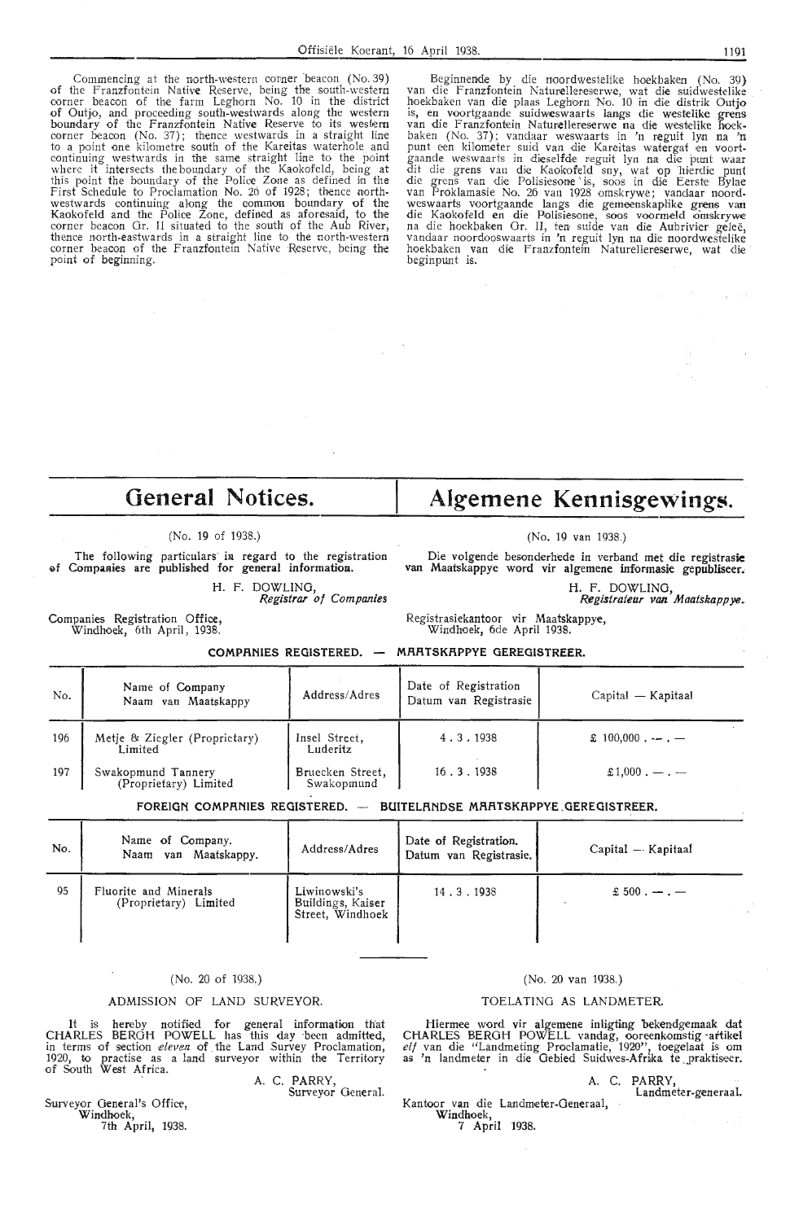Commencing at the north-western corner beacon (No. 39) of the Franzfontein Native Reserve, being the south-western corner beacon of the farm Leghorn No. 10 in the district of Outjo, and proceeding south-westwards along the western boundary of the Franzfontein Native Reserve to its western corner beacon (No. 37); thence westwards in a straight line to a point one kilometre south of the Kareitas waterhole and continuing westwards in the same straight line to the point where it intersects the boundary of the Kaokofeld, being at this point the boundary of the Police Zone as defined in the First Schedule to Proclamation No. 26 of 1928; thence north-westwards continuing along the common boundary of the Kaokofeld and the Police Zone, defined as aforesaid, to the corner beacon Gr. II situated to the south of the Aub River, thence north-eastwards in a straight line to the north-western corner beacon of the Franzfontein Native Reserve, being the point of beginning.

Beginnende by die noordwestelike hoekbaken (No. 39) van die Franzfontein Naturellereserwe, wat die suidwestelike hoekbaken van die plaas Leghorn No. 10 in die distrik Outjo is, en voortgaande suidweswaarts langs die westelike grens van die Franzfontein Naturellereserwe na die westelike hoekbaken (No. 37); vandaar weswaarts in 'n reguit lyn na 'n punt een kilometer suid van die Kareitas watergat en voortgaande weswaarts in dieselfde reguit lyn na die punt waar dit die grens van die Kaokofeld sny, wat op hierdie punt die grens van die Polisiesone is, soos in die Eerste Bylae van Proklamasie No. 26 van 1928 omskrywe; vandaar noordweswaarts voortgaande langs die gemeenskaplike grens van die Kaokofeld en die Polisiesone, soos voormeld omskrywe na die hoekbaken Gr. II, ten suide van die Aubrivier geleë, vandaar noordooswaarts in 'n reguit lyn na die noordwestelike hoekbaken van die Franzfontein Naturellereserwe, wat die beginpunt is.

# General Notices. — Algemene Kennisgewings.

(No. 19 of 1938.)

**The following particulars in regard to the registration of Companies are published for general information.**

H. F. DOWLING,
*Registrar of Companies*

Companies Registration Office,
Windhoek, 6th April, 1938.

(No. 19 van 1938.)

**Die volgende besonderhede in verband met die registrasie van Maatskappye word vir algemene informasie gepubliseer.**

H. F. DOWLING,
*Registrateur van Maatskappye.*

Registrasiekantoor vir Maatskappye,
Windhoek, 6de April 1938.

**COMPANIES REGISTERED. — MAATSKAPPYE GEREGISTREER.**

| No. | Name of Company / Naam van Maatskappy | Address/Adres | Date of Registration / Datum van Registrasie | Capital — Kapitaal |
|---|---|---|---|---|
| 196 | Metje & Ziegler (Proprietary) Limited | Insel Street, Luderitz | 4 . 3 . 1938 | £ 100,000 . — . — |
| 197 | Swakopmund Tannery (Proprietary) Limited | Bruecken Street, Swakopmund | 16 . 3 . 1938 | £ 1,000 . — . — |

**FOREIGN COMPANIES REGISTERED. — BUITELANDSE MAATSKAPPYE GEREGISTREER.**

| No. | Name of Company. / Naam van Maatskappy. | Address/Adres | Date of Registration. / Datum van Registrasie. | Capital — Kapitaal |
|---|---|---|---|---|
| 95 | Fluorite and Minerals (Proprietary) Limited | Liwinowski's Buildings, Kaiser Street, Windhoek | 14 . 3 . 1938 | £ 500 . — . — |

(No. 20 of 1938.)

ADMISSION OF LAND SURVEYOR.

It is hereby notified for general information that CHARLES BERGH POWELL has this day been admitted, in terms of section *eleven* of the Land Survey Proclamation, 1920, to practise as a land surveyor within the Territory of South West Africa.

A. C. PARRY,
Surveyor General.

Surveyor General's Office,
Windhoek,
7th April, 1938.

(No. 20 van 1938.)

TOELATING AS LANDMETER.

Hiermee word vir algemene inligting bekendgemaak dat CHARLES BERGH POWELL vandag, ooreenkomstig artikel *elf* van die "Landmeting Proclamatie, 1920", toegelaat is om as 'n landmeter in die Gebied Suidwes-Afrika te praktiseer.

A. C. PARRY,
Landmeter-generaal.

Kantoor van die Landmeter-Generaal,
Windhoek,
7 April 1938.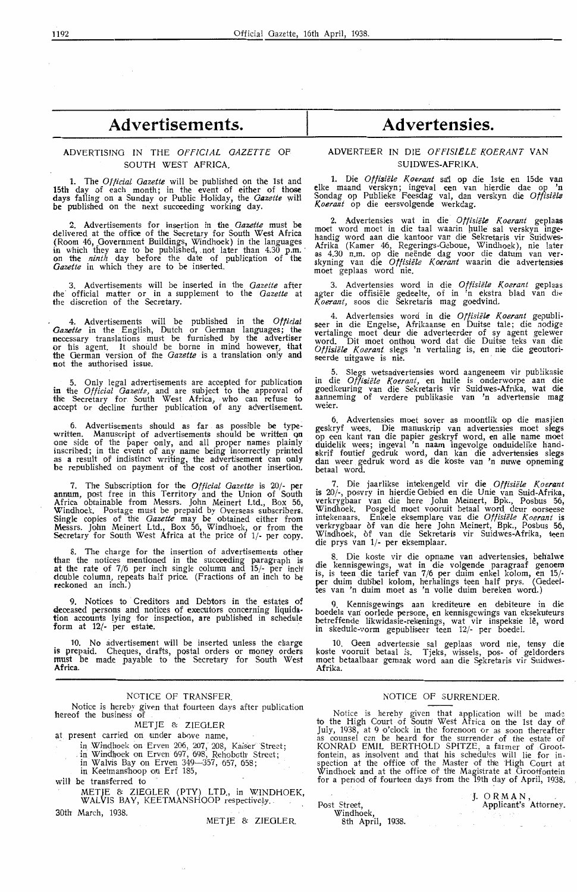# Advertisements.

## ADVERTISING IN THE *OFFICIAL GAZETTE* OF SOUTH WEST AFRICA.

1. The *Official Gazette* will be published on the 1st and 15th day of each month; in the event of either of those days falling on a Sunday or Public Holiday, the *Gazette* will be published on the next succeeding working day.

2. Advertisements for insertion in the *Gazette* must be delivered at the office of the Secretary for South West Africa (Room 46, Government Buildings, Windhoek) in the languages in which they are to be published, not later than 4.30 p.m. on the *ninth* day before the date of publication of the *Gazette* in which they are to be inserted.

3. Advertisements will be inserted in the *Gazette* after the official matter or in a supplement to the *Gazette* at the discretion of the Secretary.

4. Advertisements will be published in the *Official Gazette* in the English, Dutch or German languages; the necessary translations must be furnished by the advertiser or his agent. It should be borne in mind however, that the German version of the *Gazette* is a translation only and not the authorised issue.

5. Only legal advertisements are accepted for publication in the *Official Gazette*, and are subject to the approval of the Secretary for South West Africa, who can refuse to accept or decline further publication of any advertisement.

6. Advertisements should as far as possible be typewritten. Manuscript of advertisements should be written on one side of the paper only, and all proper names plainly inscribed; in the event of any name being incorrectly printed as a result of indistinct writing, the advertisement can only be republished on payment of the cost of another insertion.

7. The Subscription for the *Official Gazette* is 20/- per annum, post free in this Territory and the Union of South Africa obtainable from Messrs. John Meinert Ltd., Box 56, Windhoek. Postage must be prepaid by Overseas subscribers. Single copies of the *Gazette* may be obtained either from Messrs. John Meinert Ltd., Box 56, Windhoek, or from the Secretary for South West Africa at the price of 1/- per copy.

8. The charge for the insertion of advertisements other than the notices mentioned in the succeeding paragraph is at the rate of 7/6 per inch single column and 15/- per inch double column, repeats half price. (Fractions of an inch to be reckoned an inch.)

9. Notices to Creditors and Debtors in the estates of deceased persons and notices of executors concerning liquidation accounts lying for inspection, are published in schedule form at 12/- per estate.

10. No advertisement will be inserted unless the charge is prepaid. Cheques, drafts, postal orders or money orders must be made payable to the Secretary for South West Africa.

# Advertensies.

## ADVERTEER IN DIE *OFFISIËLE KOERANT* VAN SUIDWES-AFRIKA.

1. Die *Offisiële Koerant* sal op die 1ste en 15de van elke maand verskyn; ingeval een van hierdie dae op 'n Sondag op Publieke Feesdag val, dan verskyn die *Offisiële Koerant* op die eersvolgende werkdag.

2. Advertensies wat in die *Offisiële Koerant* geplaas moet word moet in die taal waarin hulle sal verskyn ingehandig word aan die kantoor van die Sekretaris vir Suidwes-Afrika (Kamer 46, Regerings-Geboue, Windhoek), nie later as 4.30 n.m. op die neënde dag voor die datum van verskyning van die *Offisiële Koerant* waarin die advertensies moet geplaas word nie.

3. Advertensies word in die *Offisiële Koerant* geplaas agter die offisiële gedeelte, of in 'n ekstra blad van die *Koerant*, soos die Sekretaris mag goedvind.

4. Advertensies word in die *Offisiële Koerant* gepubliseer in die Engelse, Afrikaanse en Duitse tale; die nodige vertalinge moet deur die adverteerder of sy agent gelewer word. Dit moet onthou word dat die Duitse teks van die *Offisiële Koerant* slegs 'n vertaling is, en nie die geoutoriseerde uitgawe is nie.

5. Slegs wetsadvertensies word aangeneem vir publikasie in die *Offisiële Koerant*, en hulle is onderworpe aan die goedkeuring van die Sekretaris vir Suidwes-Afrika, wat die aanneming of verdere publikasie van 'n advertensie mag weier.

6. Advertensies moet sover as moontlik op die masjien geskryf wees. Die manuskrip van advertensies moet slegs op een kant van die papier geskryf word, en alle name moet duidelik wees; ingeval 'n naam ingevolge onduidelike handskrif foutief gedruk word, dan kan die advertensies slegs dan weer gedruk word as die koste van 'n nuwe opneming betaal word.

7. Die jaarlikse intekengeld vir die *Offisiële Koerant* is 20/-, posvry in hierdie Gebied en die Unie van Suid-Afrika, verkrygbaar van die here John Meinert, Bpk., Posbus 56, Windhoek. Posgeld moet vooruit betaal word deur oorseese intekenaars. Enkele eksemplare van die *Offisiële Koerant* is verkrygbaar òf van die here John Meinert, Bpk., Posbus 56, Windhoek, òf van die Sekretaris vir Suidwes-Afrika, teen die prys van 1/- per eksemplaar.

8. Die koste vir die opname van advertensies, behalwe die kennisgewings, wat in die volgende paragraaf genoem is, is teen die tarief van 7/6 per duim enkel kolom, en 15/- per duim dubbel kolom, herhalings teen half prys. (Gedeeltes van 'n duim moet as 'n volle duim bereken word.)

9. Kennisgewings aan krediteure en debiteure in die boedels van oorlede persone, en kennisgewings van eksekuteurs betreffende likwidasie-rekenings, wat vir inspeksie lê, word in skedule-vorm gepubliseer teen 12/- per boedel.

10. Geen advertensie sal geplaas word nie, tensy die koste vooruit betaal is. Tjeks, wissels, pos- of geldorders moet betaalbaar gemaak word aan die Sekretaris vir Suidwes-Afrika.

---

### NOTICE OF TRANSFER.

Notice is hereby given that fourteen days after publication hereof the business of

METJE & ZIEGLER

at present carried on under above name,

in Windhoek on Erven 206, 207, 208, Kaiser Street;
in Windhoek on Erven 697, 698, Rehoboth Street;
in Walvis Bay on Erven 349—357, 657, 658;
in Keetmanshoop on Erf 185,

will be transferred to

METJE & ZIEGLER (PTY) LTD., in WINDHOEK, WALVIS BAY, KEETMANSHOOP respectively.

30th March, 1938.

METJE & ZIEGLER.

### NOTICE OF SURRENDER.

Notice is hereby given that application will be made to the High Court of South West Africa on the 1st day of July, 1938, at 9 o'clock in the forenoon or as soon thereafter as counsel can be heard for the surrender of the estate of KONRAD EMIL BERTHOLD SPITZE, a farmer of Grootfontein, as insolvent and that his schedules will lie for inspection at the office of the Master of the High Court at Windhoek and at the office of the Magistrate at Grootfontein for a period of fourteen days from the 19th day of April, 1938.

J. ORMAN,
Applicant's Attorney.

Post Street,
Windhoek,
8th April, 1938.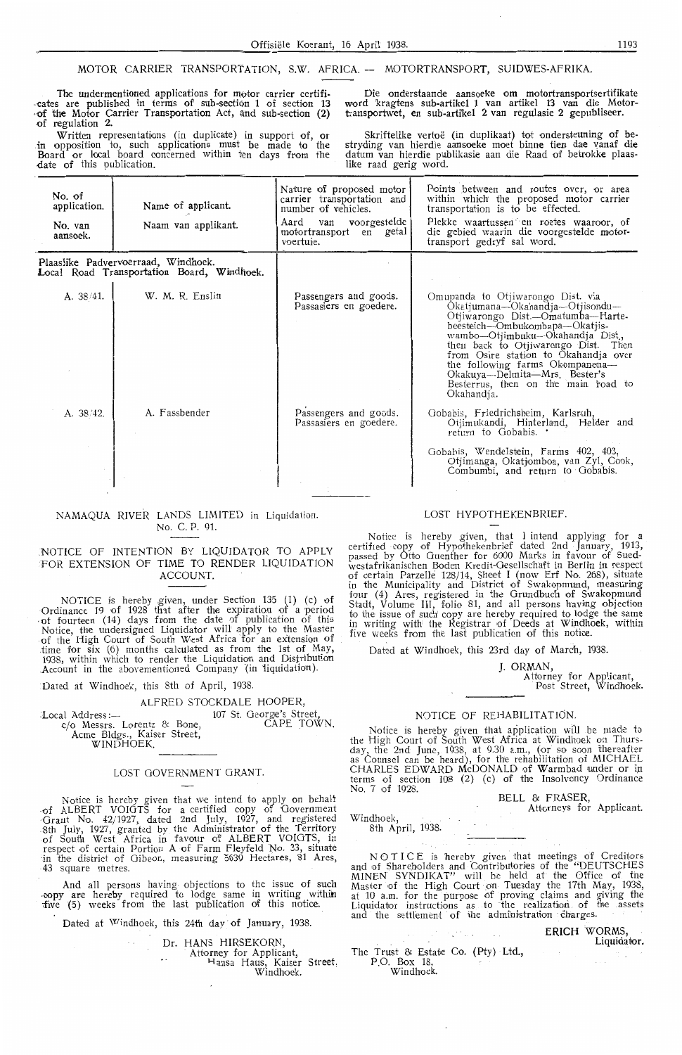## MOTOR CARRIER TRANSPORTATION, S.W. AFRICA. — MOTORTRANSPORT, SUIDWES-AFRIKA.

The undermentioned applications for motor carrier certificates are published in terms of sub-section 1 of section 13 of the Motor Carrier Transportation Act, and sub-section (2) of regulation 2.

Written representations (in duplicate) in support of, or in opposition to, such applications must be made to the Board or local board concerned within ten days from the date of this publication.

Die onderstaande aansoeke om motortransportsertifikate word kragtens sub-artikel 1 van artikel 13 van die Motortransportwet, en sub-artikel 2 van regulasie 2 gepubliseer.

Skriftelike vertoë (in duplikaat) tot ondersteuning of bestryding van hierdie aansoeke moet binne tien dae vanaf die datum van hierdie publikasie aan die Raad of betrokke plaaslike raad gerig word.

| No. of application. / No. van aansoek. | Name of applicant. / Naam van applikant. | Nature of proposed motor carrier transportation and number of vehicles. / Aard van voorgestelde motortransport en getal voertuie. | Points between and routes over, or area within which the proposed motor carrier transportation is to be effected. / Plekke waartussen en roetes waaroor, of die gebied waarin die voorgestelde motortransport gedryf sal word. |
|---|---|---|---|
| Plaaslike Padvervoerraad, Windhoek. Local Road Transportation Board, Windhoek. | | | |
| A. 38/41. | W. M. R. Enslin | Passengers and goods. Passasiers en goedere. | Omupanda to Otjiwarongo Dist. via Okatjumana—Okahandja—Otjisondu—Otjiwarongo Dist.—Omatumba—Hartebeesteich—Ombukombapa—Okatjiswambo—Otjimbuku—Okahandja Dist., then back to Otjiwarongo Dist. Then from Osire station to Okahandja over the following farms Okompanena—Okakuya—Delmita—Mrs. Bester's Besterrus, then on the main road to Okahandja. |
| A. 38/42. | A. Fassbender | Passengers and goods. Passasiers en goedere. | Gobabis, Friedrichsheim, Karlsruh, Otjimukandi, Hinterland, Helder and return to Gobabis. Gobabis, Wendelstein, Farms 402, 403, Otjimanga, Okatjomboa, van Zyl, Cook, Combumbi, and return to Gobabis. |

---

NAMAQUA RIVER LANDS LIMITED in Liquidation.
No. C. P. 91.

### NOTICE OF INTENTION BY LIQUIDATOR TO APPLY FOR EXTENSION OF TIME TO RENDER LIQUIDATION ACCOUNT.

NOTICE is hereby given, under Section 135 (1) (c) of Ordinance 19 of 1928 that after the expiration of a period of fourteen (14) days from the date of publication of this Notice, the undersigned Liquidator will apply to the Master of the High Court of South West Africa for an extension of time for six (6) months calculated as from the 1st of May, 1938, within which to render the Liquidation and Distribution Account in the abovementioned Company (in liquidation).

Dated at Windhoek, this 8th of April, 1938.

ALFRED STOCKDALE HOOPER,
107 St. George's Street,
CAPE TOWN.

Local Address:—
c/o Messrs. Lorentz & Bone,
Acme Bldgs., Kaiser Street,
WINDHOEK.

---

### LOST GOVERNMENT GRANT.

Notice is hereby given that we intend to apply on behalf of ALBERT VOIGTS for a certified copy of Government Grant No. 42/1927, dated 2nd July, 1927, and registered 8th July, 1927, granted by the Administrator of the Territory of South West Africa in favour of ALBERT VOIGTS, in respect of certain Portion A of Farm Fleyfeld No. 33, situate in the district of Gibeon, measuring 5639 Hectares, 81 Ares, 43 square metres.

And all persons having objections to the issue of such copy are hereby required to lodge same in writing within five (5) weeks from the last publication of this notice.

Dated at Windhoek, this 24th day of January, 1938.

Dr. HANS HIRSEKORN,
Attorney for Applicant,
Hansa Haus, Kaiser Street,
Windhoek.

---

### LOST HYPOTHEKENBRIEF.

Notice is hereby given, that I intend applying for a certified copy of Hypothekenbrief dated 2nd January, 1913, passed by Otto Guenther for 6000 Marks in favour of Suedwestafrikanischen Boden Kredit-Gesellschaft in Berlin in respect of certain Parzelle 128/14, Sheet I (now Erf No. 268), situate in the Municipality and District of Swakopmund, measuring four (4) Ares, registered in the Grundbuch of Swakopmund Stadt, Volume III, folio 81, and all persons having objection to the issue of such copy are hereby required to lodge the same in writing with the Registrar of Deeds at Windhoek, within five weeks from the last publication of this notice.

Dated at Windhoek, this 23rd day of March, 1938.

J. ORMAN,
Attorney for Applicant,
Post Street, Windhoek.

---

### NOTICE OF REHABILITATION.

Notice is hereby given that application will be made to the High Court of South West Africa at Windhoek on Thursday, the 2nd June, 1938, at 9.30 a.m., (or so soon thereafter as Counsel can be heard), for the rehabilitation of MICHAEL CHARLES EDWARD McDONALD of Warmbad under or in terms of section 108 (2) (c) of the Insolvency Ordinance No. 7 of 1928.

BELL & FRASER,
Attorneys for Applicant.

Windhoek,
8th April, 1938.

---

NOTICE is hereby given that meetings of Creditors and of Shareholders and Contributories of the "DEUTSCHES MINEN SYNDIKAT" will be held at the Office of the Master of the High Court on Tuesday the 17th May, 1938, at 10 a.m. for the purpose of proving claims and giving the Liquidator instructions as to the realization of the assets and the settlement of the administration charges.

ERICH WORMS,
Liquidator.

The Trust & Estate Co. (Pty) Ltd.,
P.O. Box 18,
Windhoek.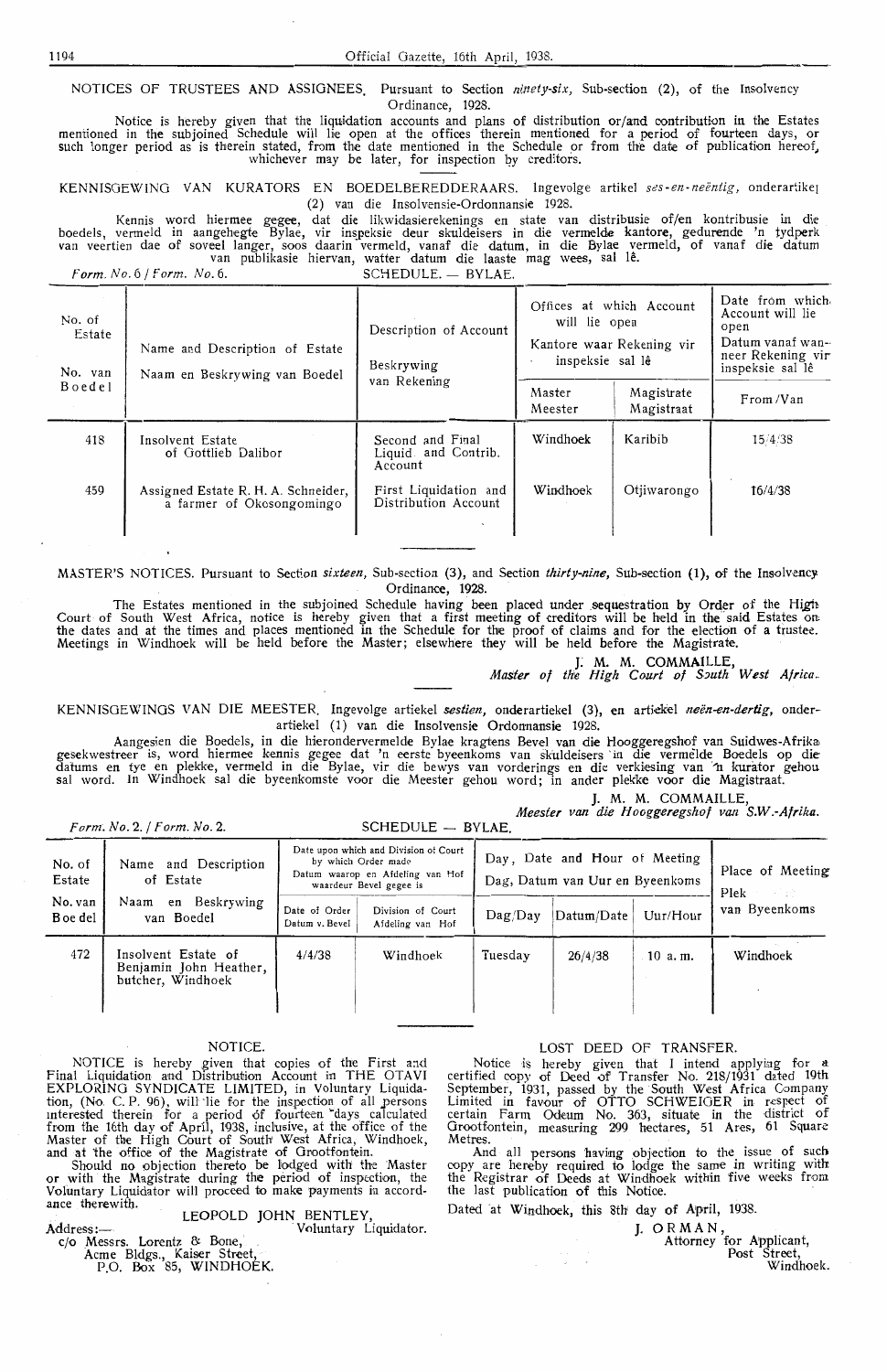NOTICES OF TRUSTEES AND ASSIGNEES. Pursuant to Section *ninety-six,* Sub-section (2), of the Insolvency Ordinance, 1928.

Notice is hereby given that the liquidation accounts and plans of distribution or/and contribution in the Estates mentioned in the subjoined Schedule will lie open at the offices therein mentioned for a period of fourteen days, or such longer period as is therein stated, from the date mentioned in the Schedule or from the date of publication hereof, whichever may be later, for inspection by creditors.

KENNISGEWING VAN KURATORS EN BOEDELBEREDDERAARS. Ingevolge artikel *ses-en-neëntig,* onderartikel (2) van die Insolvensie-Ordonnansie 1928.

Kennis word hiermee gegee, dat die likwidasierekenings en state van distribusie of/en kontribusie in die boedels, vermeld in aangehegte Bylae, vir inspeksie deur skuldeisers in die vermelde kantore, gedurende 'n tydperk van veertien dae of soveel langer, soos daarin vermeld, vanaf die datum, in die Bylae vermeld, of vanaf die datum van publikasie hiervan, watter datum die laaste mag wees, sal lê.

*Form. No. 6 / Form. No. 6.* SCHEDULE. — BYLAE.

| No. of Estate / No. van Boedel | Name and Description of Estate / Naam en Beskrywing van Boedel | Description of Account / Beskrywing van Rekening | Offices at which Account will lie open / Kantore waar Rekening vir inspeksie sal lê | | Date from which Account will lie open / Datum vanaf wanneer Rekening vir inspeksie sal lê |
|---|---|---|---|---|---|
| | | | Master / Meester | Magistrate / Magistraat | From / Van |
| 418 | Insolvent Estate of Gottlieb Dalibor | Second and Final Liquid. and Contrib. Account | Windhoek | Karibib | 15/4/38 |
| 459 | Assigned Estate R. H. A. Schneider, a farmer of Okosongomingo | First Liquidation and Distribution Account | Windhoek | Otjiwarongo | 16/4/38 |

MASTER'S NOTICES. Pursuant to Section *sixteen,* Sub-section (3), and Section *thirty-nine,* Sub-section (1), of the Insolvency Ordinance, 1928.

The Estates mentioned in the subjoined Schedule having been placed under sequestration by Order of the High Court of South West Africa, notice is hereby given that a first meeting of creditors will be held in the said Estates on the dates and at the times and places mentioned in the Schedule for the proof of claims and for the election of a trustee. Meetings in Windhoek will be held before the Master; elsewhere they will be held before the Magistrate.

J. M. M. COMMAILLE,
*Master of the High Court of South West Africa.*

KENNISGEWINGS VAN DIE MEESTER. Ingevolge artiekel *sestien,* onderartiekel (3), en artiekel *neën-en-dertig,* onderartiekel (1) van die Insolvensie Ordonnansie 1928.

Aangesien die Boedels, in die hierondervermelde Bylae kragtens Bevel van die Hooggeregshof van Suidwes-Afrika gesekwestreer is, word hiermee kennis gegee dat 'n eerste byeenkoms van skuldeisers in die vermelde Boedels op die datums en tye en plekke, vermeld in die Bylae, vir die bewys van vorderings en die verkiesing van 'n kurator gehou sal word. In Windhoek sal die byeenkomste voor die Meester gehou word; in ander plekke voor die Magistraat.

J. M. M. COMMAILLE,
*Meester van die Hooggeregshof van S.W.-Afrika.*

*Form. No. 2. / Form. No. 2.* SCHEDULE — BYLAE.

| No. of Estate / No. van Boedel | Name and Description of Estate / Naam en Beskrywing van Boedel | Date upon which and Division of Court by which Order made / Datum waarop en Afdeling van Hof waardeur Bevel gegee is | | Day, Date and Hour of Meeting / Dag, Datum van Uur en Byeenkoms | | | Place of Meeting / Plek van Byeenkoms |
|---|---|---|---|---|---|---|---|
| | | Date of Order / Datum v. Bevel | Division of Court / Afdeling van Hof | Dag/Day | Datum/Date | Uur/Hour | |
| 472 | Insolvent Estate of Benjamin John Heather, butcher, Windhoek | 4/4/38 | Windhoek | Tuesday | 26/4/38 | 10 a. m. | Windhoek |

NOTICE.

NOTICE is hereby given that copies of the First and Final Liquidation and Distribution Account in THE OTAVI EXPLORING SYNDICATE LIMITED, in Voluntary Liquidation, (No. C. P. 96), will lie for the inspection of all persons interested therein for a period of fourteen days calculated from the 16th day of April, 1938, inclusive, at the office of the Master of the High Court of South West Africa, Windhoek, and at the office of the Magistrate of Grootfontein.

Should no objection thereto be lodged with the Master or with the Magistrate during the period of inspection, the Voluntary Liquidator will proceed to make payments in accordance therewith.

LEOPOLD JOHN BENTLEY,
Voluntary Liquidator.

Address:—
c/o Messrs. Lorentz & Bone,
Acme Bldgs., Kaiser Street,
P.O. Box 85, WINDHOEK.

LOST DEED OF TRANSFER.

Notice is hereby given that I intend applying for a certified copy of Deed of Transfer No. 218/1931 dated 19th September, 1931, passed by the South West Africa Company Limited in favour of OTTO SCHWEIGER in respect of certain Farm Odeum No. 363, situate in the district of Grootfontein, measuring 299 hectares, 51 Ares, 61 Square Metres.

And all persons having objection to the issue of such copy are hereby required to lodge the same in writing with the Registrar of Deeds at Windhoek within five weeks from the last publication of this Notice.

Dated at Windhoek, this 8th day of April, 1938.

J. ORMAN,
Attorney for Applicant,
Post Street,
Windhoek.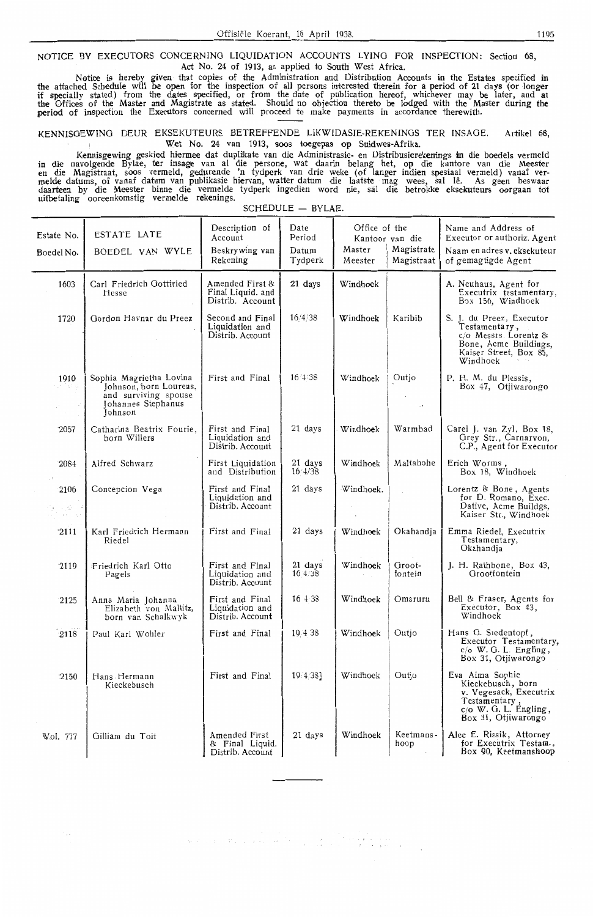NOTICE BY EXECUTORS CONCERNING LIQUIDATION ACCOUNTS LYING FOR INSPECTION: Section 68, Act No. 24 of 1913, as applied to South West Africa.

Notice is hereby given that copies of the Administration and Distribution Accounts in the Estates specified in the attached Schedule will be open for the inspection of all persons interested therein for a period of 21 days (or longer if specially stated) from the dates specified, or from the date of publication hereof, whichever may be later, and at the Offices of the Master and Magistrate as stated. Should no objection thereto be lodged with the Master during the period of inspection the Executors concerned will proceed to make payments in accordance therewith.

KENNISGEWING DEUR EKSEKUTEURS BETREFFENDE LIKWIDASIE-REKENINGS TER INSAGE. Artikel 68, Wet No. 24 van 1913, soos toegepas op Suidwes-Afrika.

Kennisgewing geskied hiermee dat duplikate van die Administrasie- en Distribusierekenings in die boedels vermeld in die navolgende Bylae, ter insage van al die persone, wat daarin belang het, op die kantore van die Meester en die Magistraat, soos vermeld, gedurende 'n tydperk van drie weke (of langer indien spesiaal vermeld) vanaf vermelde datums, of vanaf datum van publikasie hiervan, watter datum die laatste mag wees, sal lê. As geen beswaar daarteen by die Meester binne die vermelde tydperk ingedien word nie, sal die betrokke eksekuteurs oorgaan tot uitbetaling ooreenkomstig vermelde rekenings.

SCHEDULE — BYLAE.

| Estate No. / Boedel No. | ESTATE LATE / BOEDEL VAN WYLE | Description of Account / Beskrywing van Rekening | Date Period / Datum Tydperk | Office of the / Kantoor van die: Master / Meester | Magistrate / Magistraat | Name and Address of Executor or authoriz. Agent / Naam en adres v. eksekuteur of gemagtigde Agent |
|---|---|---|---|---|---|---|
| 1603 | Carl Friedrich Gottfried Hesse | Amended First & Final Liquid. and Distrib. Account | 21 days | Windhoek | | A. Neuhaus, Agent for Executrix testamentary, Box 156, Windhoek |
| 1720 | Gordon Havnar du Preez | Second and Final Liquidation and Distrib. Account | 16/4/38 | Windhoek | Karibib | S. J. du Preez, Executor Testamentary, c/o Messrs. Lorentz & Bone, Acme Buildings, Kaiser Street, Box 85, Windhoek |
| 1910 | Sophia Magrietha Lovina Johnson, born Loureus, and surviving spouse Johannes Stephanus Johnson | First and Final | 16/4/38 | Windhoek | Outjo | P. H. M. du Plessis, Box 47, Otjiwarongo |
| 2057 | Catharina Beatrix Fourie, born Willers | First and Final Liquidation and Distrib. Account | 21 days | Windhoek | Warmbad | Carel J. van Zyl, Box 18, Grey Str., Carnarvon, C.P., Agent for Executor |
| 2084 | Alfred Schwarz | First Liquidation and Distribution | 21 days 16/4/38 | Windhoek | Maltahohe | Erich Worms, Box 18, Windhoek |
| 2106 | Concepcion Vega | First and Final Liquidation and Distrib. Account | 21 days | Windhoek. | | Lorentz & Bone, Agents for D. Romano, Exec. Dative, Acme Buildgs, Kaiser Str., Windhoek |
| 2111 | Karl Friedrich Hermann Riedel | First and Final | 21 days | Windhoek | Okahandja | Emma Riedel, Executrix Testamentary, Okahandja |
| 2119 | Friedrich Karl Otto Pagels | First and Final Liquidation and Distrib. Account | 21 days 16/4/38 | Windhoek | Grootfontein | J. H. Rathbone, Box 43, Grootfontein |
| 2125 | Anna Maria Johanna Elizabeth von Maltitz, born van Schalkwyk | First and Final Liquidation and Distrib. Account | 16/4/38 | Windhoek | Omaruru | Bell & Fraser, Agents for Executor, Box 43, Windhoek |
| 2118 | Paul Karl Wohler | First and Final | 19/4/38 | Windhoek | Outjo | Hans G. Siedentopf, Executor Testamentary, c/o W. G. L. Engling, Box 31, Otjiwarongo |
| 2150 | Hans Hermann Kieckebusch | First and Final | 19/4/38 | Windhoek | Outjo | Eva Alma Sophie Kieckebusch, born v. Vegesack, Executrix Testamentary, c/o W. G. L. Engling, Box 31, Otjiwarongo |
| Vol. 777 | Gilliam du Toit | Amended First & Final Liquid. Distrib. Account | 21 days | Windhoek | Keetmanshoop | Alec E. Rissik, Attorney for Executrix Testam., Box 90, Keetmanshoop |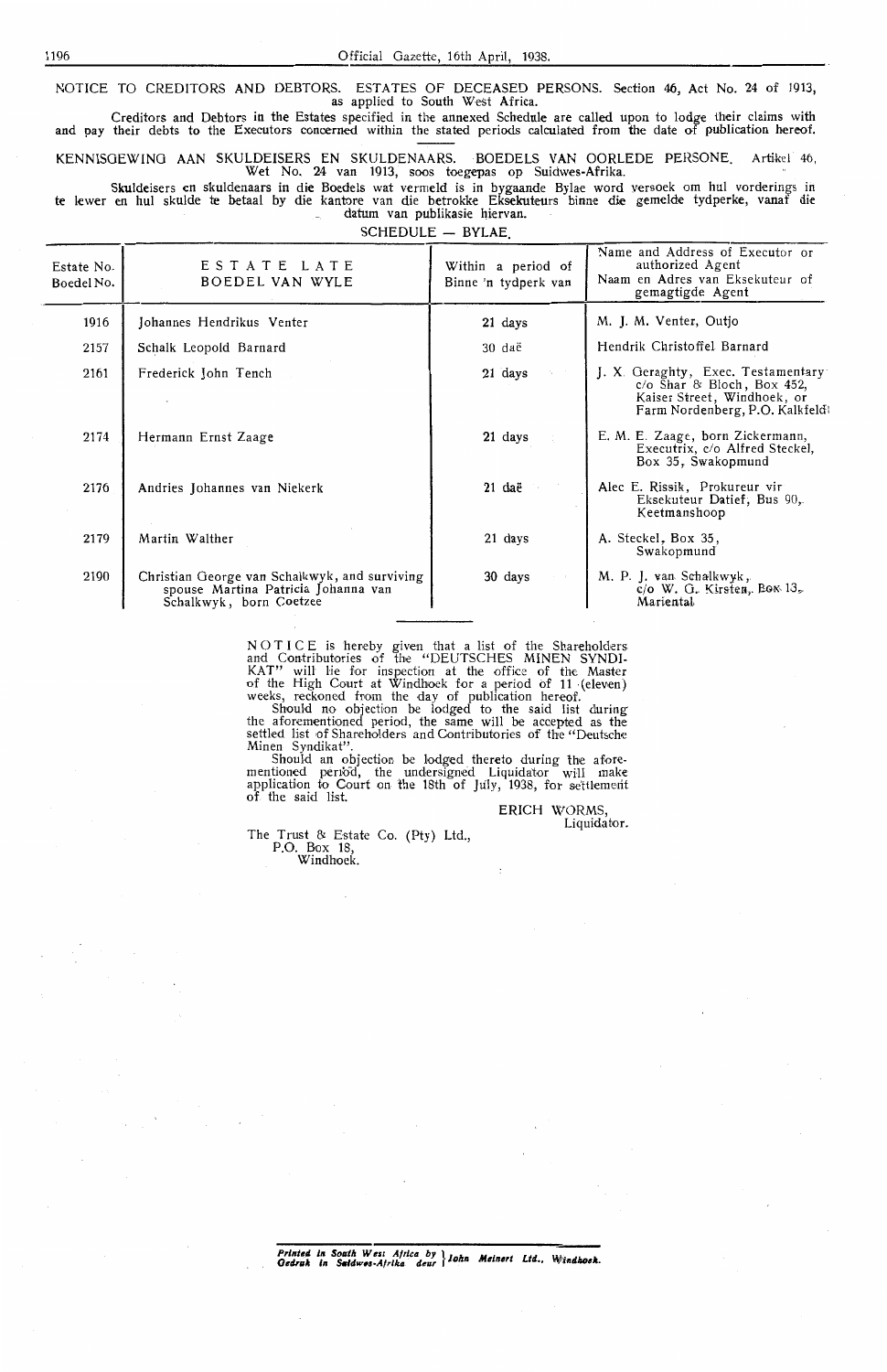NOTICE TO CREDITORS AND DEBTORS. ESTATES OF DECEASED PERSONS. Section 46, Act No. 24 of 1913, as applied to South West Africa.

Creditors and Debtors in the Estates specified in the annexed Schedule are called upon to lodge their claims with and pay their debts to the Executors concerned within the stated periods calculated from the date of publication hereof.

KENNISGEWING AAN SKULDEISERS EN SKULDENAARS. BOEDELS VAN OORLEDE PERSONE. Artikel 46, Wet No. 24 van 1913, soos toegepas op Suidwes-Afrika.

Skuldeisers en skuldenaars in die Boedels wat vermeld is in bygaande Bylae word versoek om hul vorderings in te lewer en hul skulde te betaal by die kantore van die betrokke Eksekuteurs binne die gemelde tydperke, vanaf die datum van publikasie hiervan.

SCHEDULE — BYLAE.

| Estate No. Boedel No. | ESTATE LATE BOEDEL VAN WYLE | Within a period of Binne 'n tydperk van | Name and Address of Executor or authorized Agent Naam en Adres van Eksekuteur of gemagtigde Agent |
|---|---|---|---|
| 1916 | Johannes Hendrikus Venter | 21 days | M. J. M. Venter, Outjo |
| 2157 | Schalk Leopold Barnard | 30 daë | Hendrik Christoffel Barnard |
| 2161 | Frederick John Tench | 21 days | J. X. Geraghty, Exec. Testamentary c/o Shar & Bloch, Box 452, Kaiser Street, Windhoek, or Farm Nordenberg, P.O. Kalkfeld |
| 2174 | Hermann Ernst Zaage | 21 days | E. M. E. Zaage, born Zickermann, Executrix, c/o Alfred Steckel, Box 35, Swakopmund |
| 2176 | Andries Johannes van Niekerk | 21 daë | Alec E. Rissik, Prokureur vir Eksekuteur Datief, Bus 90, Keetmanshoop |
| 2179 | Martin Walther | 21 days | A. Steckel, Box 35, Swakopmund |
| 2190 | Christian George van Schalkwyk, and surviving spouse Martina Patricia Johanna van Schalkwyk, born Coetzee | 30 days | M. P. J. van Schalkwyk, c/o W. G. Kirsten, Box 13, Mariental |

NOTICE is hereby given that a list of the Shareholders and Contributories of the "DEUTSCHES MINEN SYNDIKAT" will lie for inspection at the office of the Master of the High Court at Windhoek for a period of 11 (eleven) weeks, reckoned from the day of publication hereof.

Should no objection be lodged to the said list during the aforementioned period, the same will be accepted as the settled list of Shareholders and Contributories of the "Deutsche Minen Syndikat".

Should an objection be lodged thereto during the aforementioned period, the undersigned Liquidator will make application to Court on the 18th of July, 1938, for settlement of the said list.

ERICH WORMS,
Liquidator.

The Trust & Estate Co. (Pty) Ltd.,
P.O. Box 18,
Windhoek.

*Printed in South West Africa by / Gedruk in Suidwes-Afrika deur* John Meinert Ltd., Windhoek.